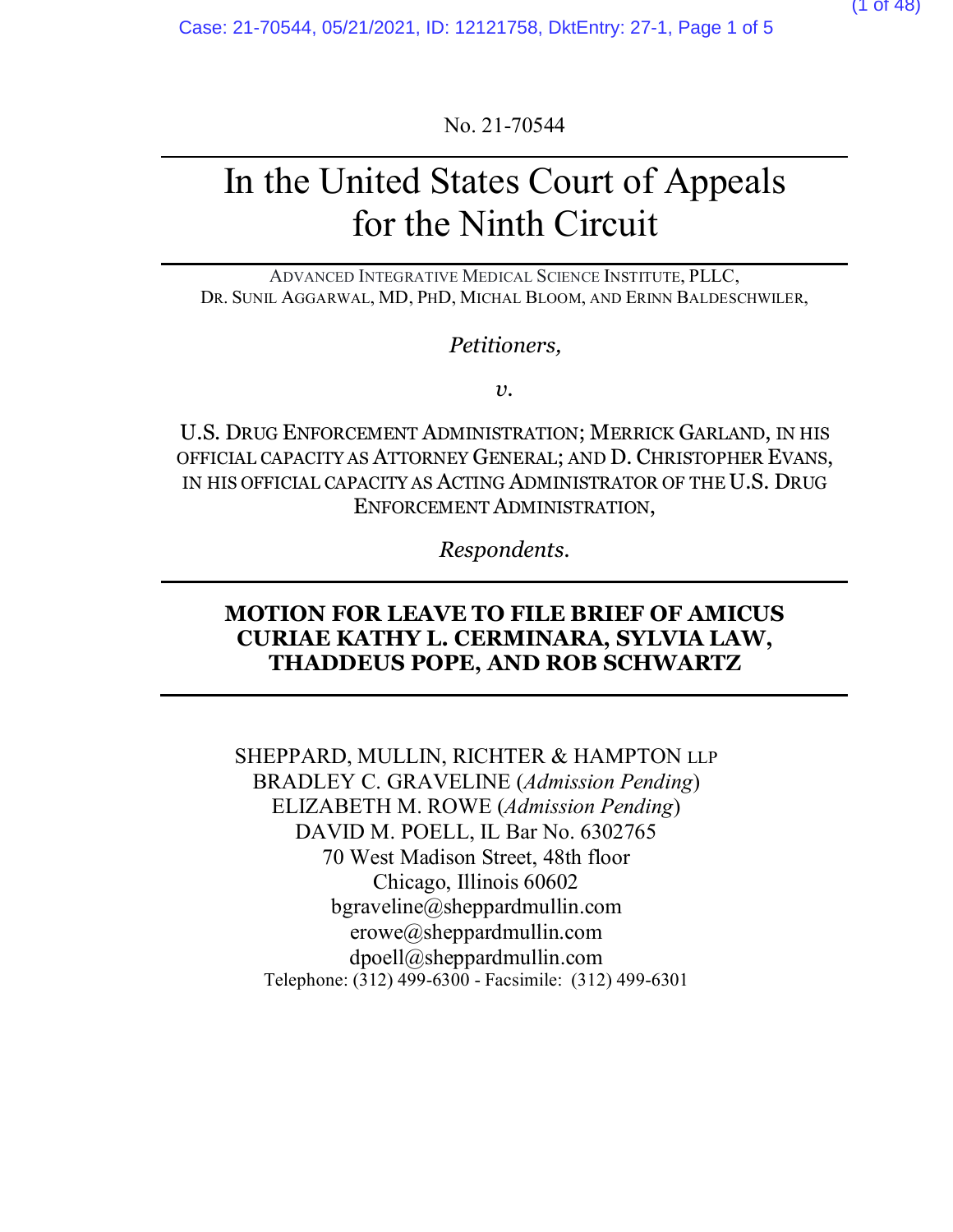No. 21-70544

# In the United States Court of Appeals for the Ninth Circuit

ADVANCED INTEGRATIVE MEDICAL SCIENCE INSTITUTE, PLLC, DR. SUNIL AGGARWAL, MD, PHD, MICHAL BLOOM, AND ERINN BALDESCHWILER,

*Petitioners,*

*v.*

U.S. DRUG ENFORCEMENT ADMINISTRATION; MERRICK GARLAND, IN HIS OFFICIAL CAPACITY AS ATTORNEY GENERAL; AND D. CHRISTOPHER EVANS, IN HIS OFFICIAL CAPACITY AS ACTING ADMINISTRATOR OF THE U.S. DRUG ENFORCEMENT ADMINISTRATION,

*Respondents.*

**MOTION FOR LEAVE TO FILE BRIEF OF AMICUS CURIAE KATHY L. CERMINARA, SYLVIA LAW, THADDEUS POPE, AND ROB SCHWARTZ**

SHEPPARD, MULLIN, RICHTER & HAMPTON LLP
BRADLEY C. GRAVELINE (*Admission Pending*)
ELIZABETH M. ROWE (*Admission Pending*)
DAVID M. POELL, IL Bar No. 6302765
70 West Madison Street, 48th floor
Chicago, Illinois 60602
bgraveline@sheppardmullin.com
erowe@sheppardmullin.com
dpoell@sheppardmullin.com
Telephone: (312) 499-6300 - Facsimile: (312) 499-6301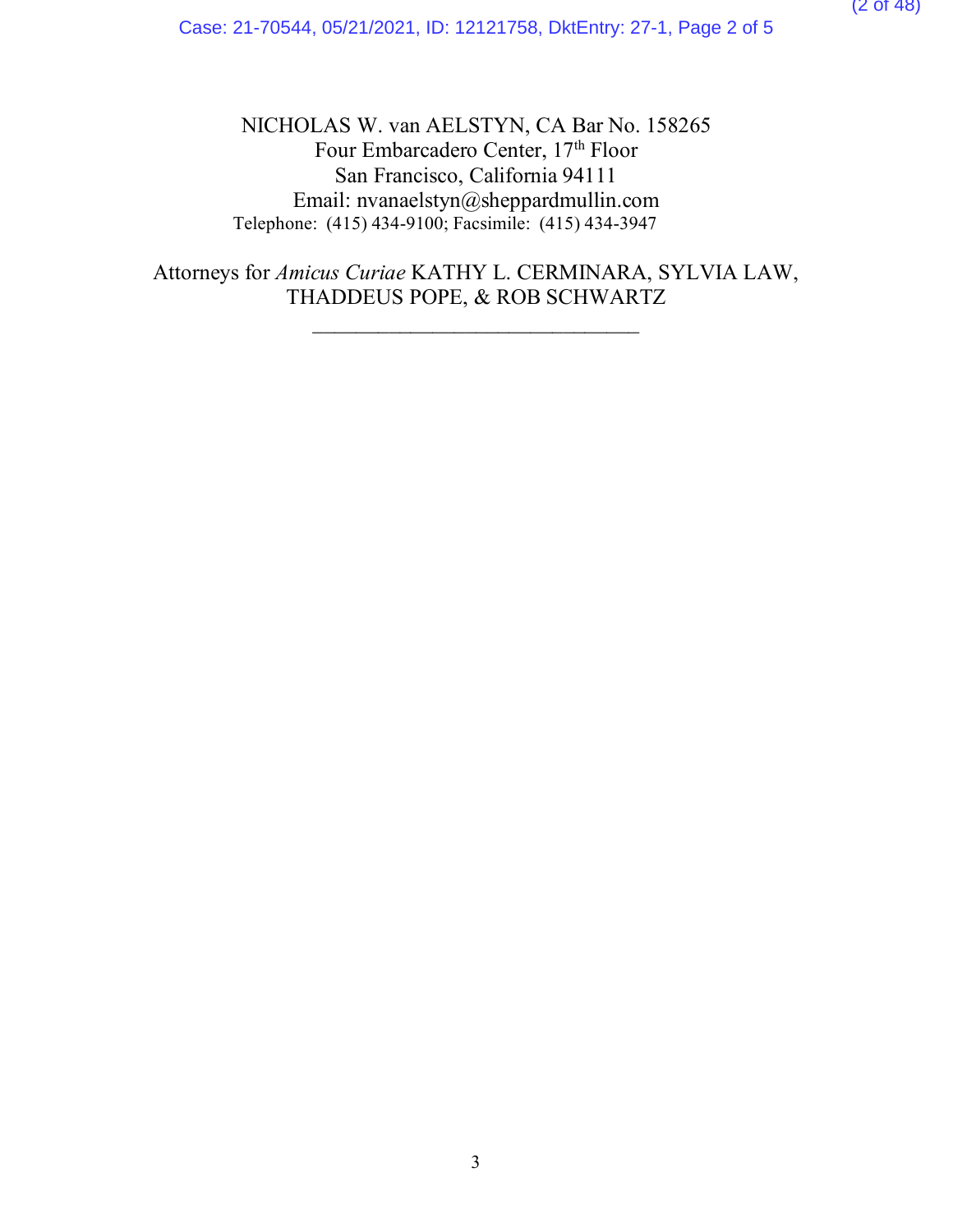NICHOLAS W. van AELSTYN, CA Bar No. 158265
Four Embarcadero Center, 17th Floor
San Francisco, California 94111
Email: nvanaelstyn@sheppardmullin.com
Telephone: (415) 434-9100; Facsimile: (415) 434-3947

Attorneys for *Amicus Curiae* KATHY L. CERMINARA, SYLVIA LAW, THADDEUS POPE, & ROB SCHWARTZ

\_\_\_\_\_\_\_\_\_\_\_\_\_\_\_\_\_\_\_\_\_\_\_\_\_\_\_\_\_\_\_\_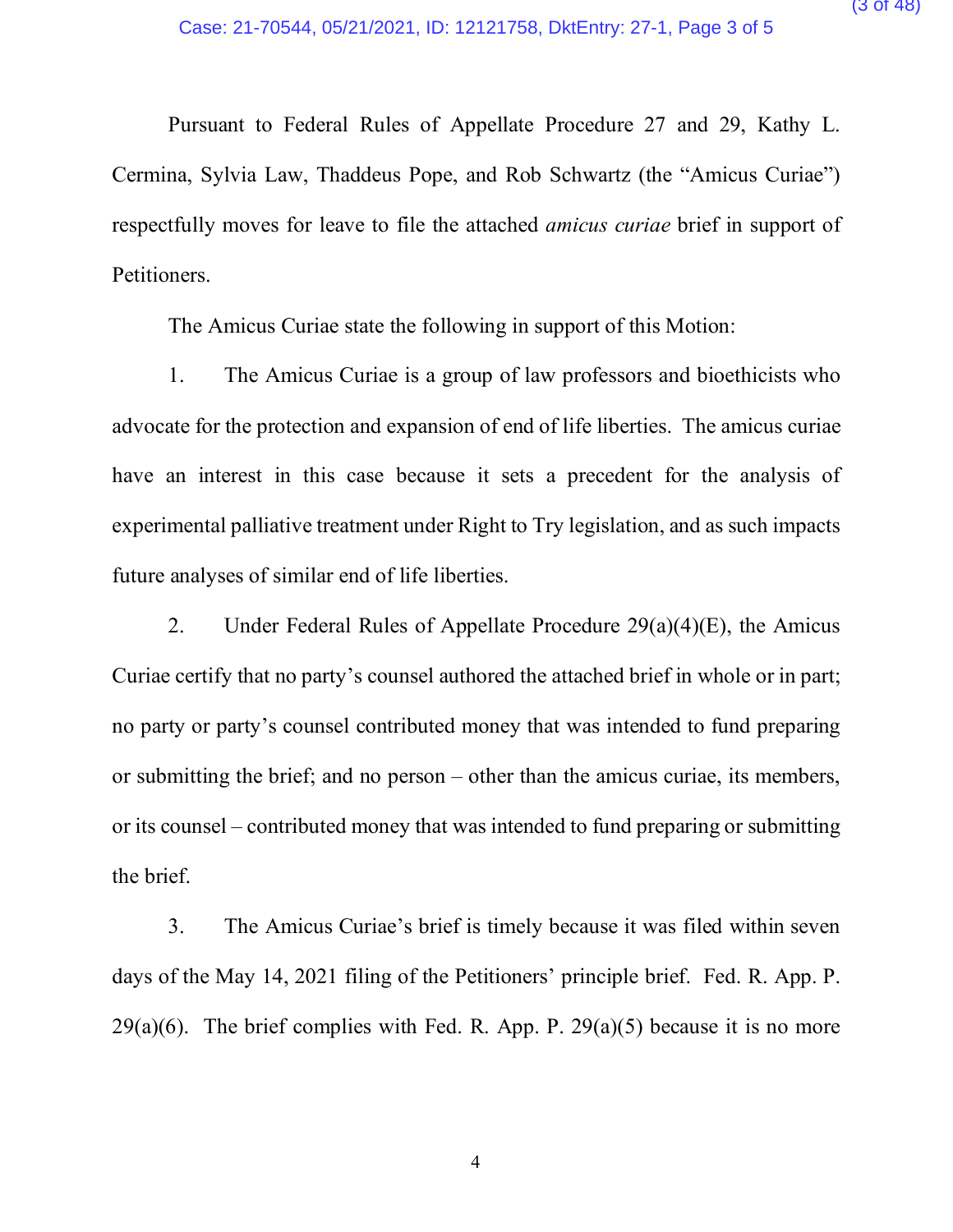Pursuant to Federal Rules of Appellate Procedure 27 and 29, Kathy L. Cermina, Sylvia Law, Thaddeus Pope, and Rob Schwartz (the "Amicus Curiae") respectfully moves for leave to file the attached *amicus curiae* brief in support of Petitioners.

The Amicus Curiae state the following in support of this Motion:

1. The Amicus Curiae is a group of law professors and bioethicists who advocate for the protection and expansion of end of life liberties. The amicus curiae have an interest in this case because it sets a precedent for the analysis of experimental palliative treatment under Right to Try legislation, and as such impacts future analyses of similar end of life liberties.

2. Under Federal Rules of Appellate Procedure 29(a)(4)(E), the Amicus Curiae certify that no party's counsel authored the attached brief in whole or in part; no party or party's counsel contributed money that was intended to fund preparing or submitting the brief; and no person – other than the amicus curiae, its members, or its counsel – contributed money that was intended to fund preparing or submitting the brief.

3. The Amicus Curiae's brief is timely because it was filed within seven days of the May 14, 2021 filing of the Petitioners' principle brief. Fed. R. App. P. 29(a)(6). The brief complies with Fed. R. App. P. 29(a)(5) because it is no more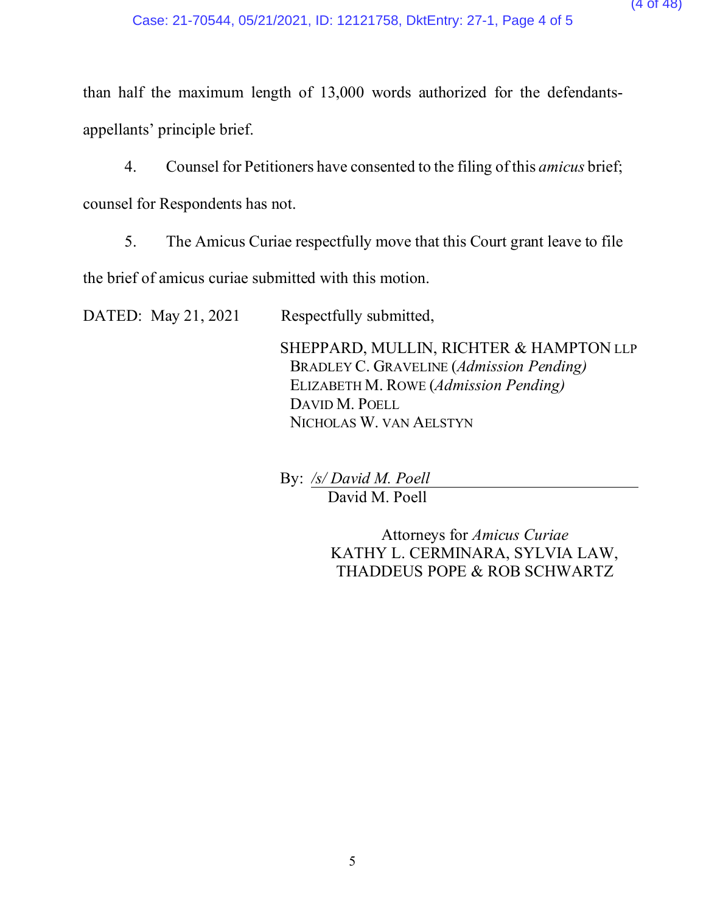than half the maximum length of 13,000 words authorized for the defendants-appellants' principle brief.

4. Counsel for Petitioners have consented to the filing of this *amicus* brief; counsel for Respondents has not.

5. The Amicus Curiae respectfully move that this Court grant leave to file the brief of amicus curiae submitted with this motion.

DATED: May 21, 2021

Respectfully submitted,

SHEPPARD, MULLIN, RICHTER & HAMPTON LLP
BRADLEY C. GRAVELINE (*Admission Pending)*
ELIZABETH M. ROWE (*Admission Pending)*
DAVID M. POELL
NICHOLAS W. VAN AELSTYN

By: */s/ David M. Poell*
David M. Poell

Attorneys for *Amicus Curiae*
KATHY L. CERMINARA, SYLVIA LAW, THADDEUS POPE & ROB SCHWARTZ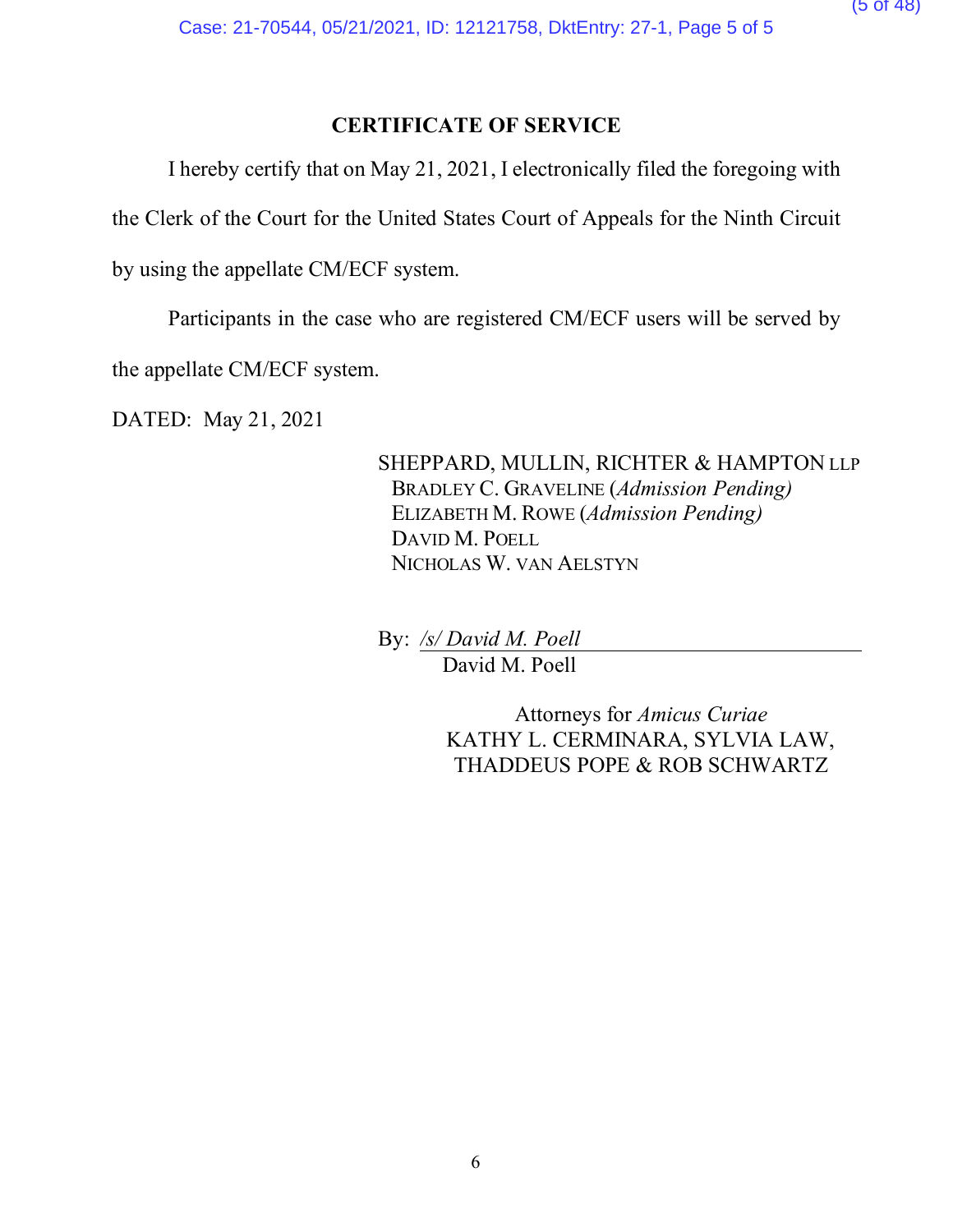## CERTIFICATE OF SERVICE

I hereby certify that on May 21, 2021, I electronically filed the foregoing with the Clerk of the Court for the United States Court of Appeals for the Ninth Circuit by using the appellate CM/ECF system.

Participants in the case who are registered CM/ECF users will be served by the appellate CM/ECF system.

DATED: May 21, 2021

SHEPPARD, MULLIN, RICHTER & HAMPTON LLP
BRADLEY C. GRAVELINE (*Admission Pending)*
ELIZABETH M. ROWE (*Admission Pending)*
DAVID M. POELL
NICHOLAS W. VAN AELSTYN

By: */s/ David M. Poell*
David M. Poell

Attorneys for *Amicus Curiae*
KATHY L. CERMINARA, SYLVIA LAW,
THADDEUS POPE & ROB SCHWARTZ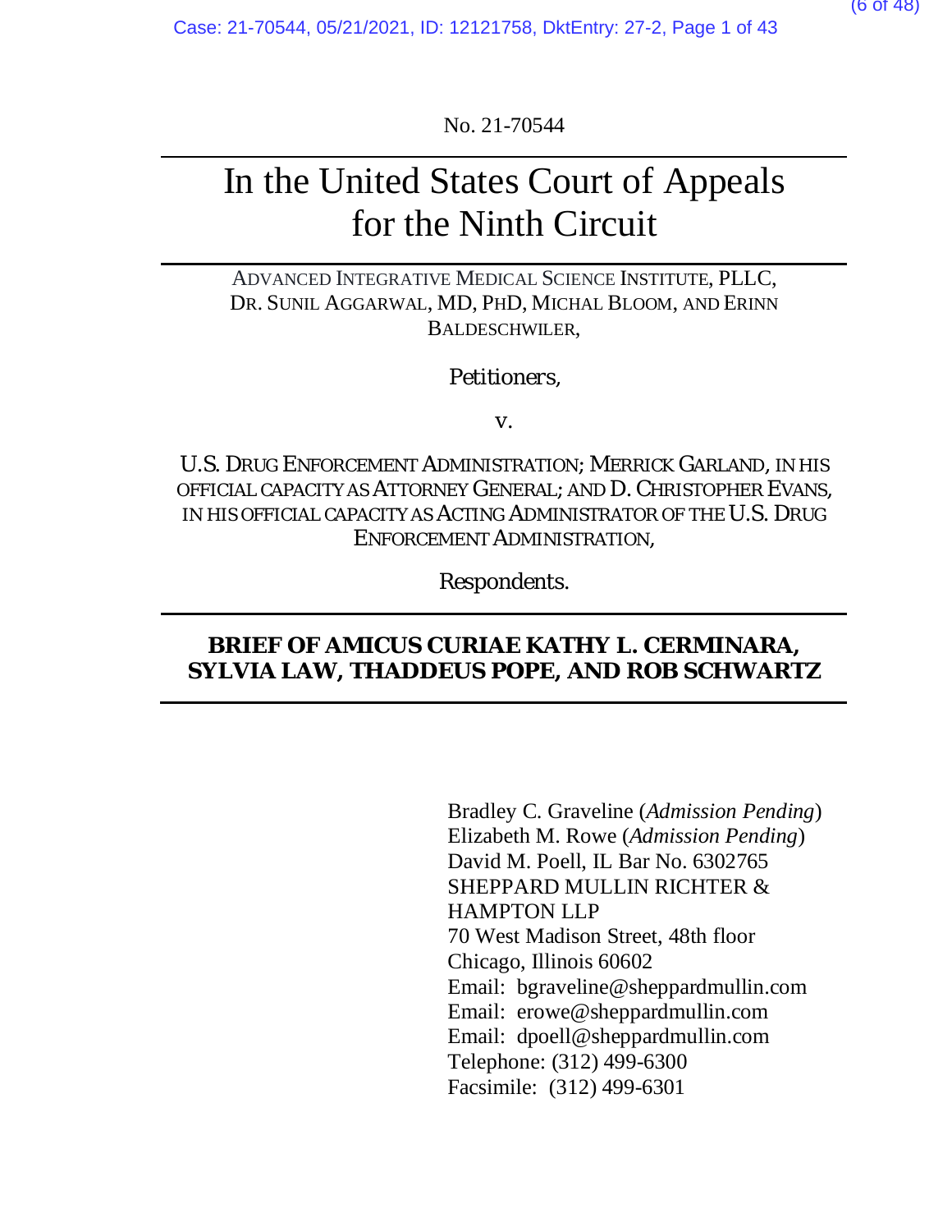No. 21-70544

# In the United States Court of Appeals for the Ninth Circuit

ADVANCED INTEGRATIVE MEDICAL SCIENCE INSTITUTE, PLLC, DR. SUNIL AGGARWAL, MD, PHD, MICHAL BLOOM, AND ERINN BALDESCHWILER,

*Petitioners,*

v.

U.S. DRUG ENFORCEMENT ADMINISTRATION; MERRICK GARLAND, IN HIS OFFICIAL CAPACITY AS ATTORNEY GENERAL; AND D. CHRISTOPHER EVANS, IN HIS OFFICIAL CAPACITY AS ACTING ADMINISTRATOR OF THE U.S. DRUG ENFORCEMENT ADMINISTRATION,

*Respondents.*

**BRIEF OF AMICUS CURIAE KATHY L. CERMINARA, SYLVIA LAW, THADDEUS POPE, AND ROB SCHWARTZ**

Bradley C. Graveline (*Admission Pending*)
Elizabeth M. Rowe (*Admission Pending*)
David M. Poell, IL Bar No. 6302765
SHEPPARD MULLIN RICHTER & HAMPTON LLP
70 West Madison Street, 48th floor
Chicago, Illinois 60602
Email: bgraveline@sheppardmullin.com
Email: erowe@sheppardmullin.com
Email: dpoell@sheppardmullin.com
Telephone: (312) 499-6300
Facsimile: (312) 499-6301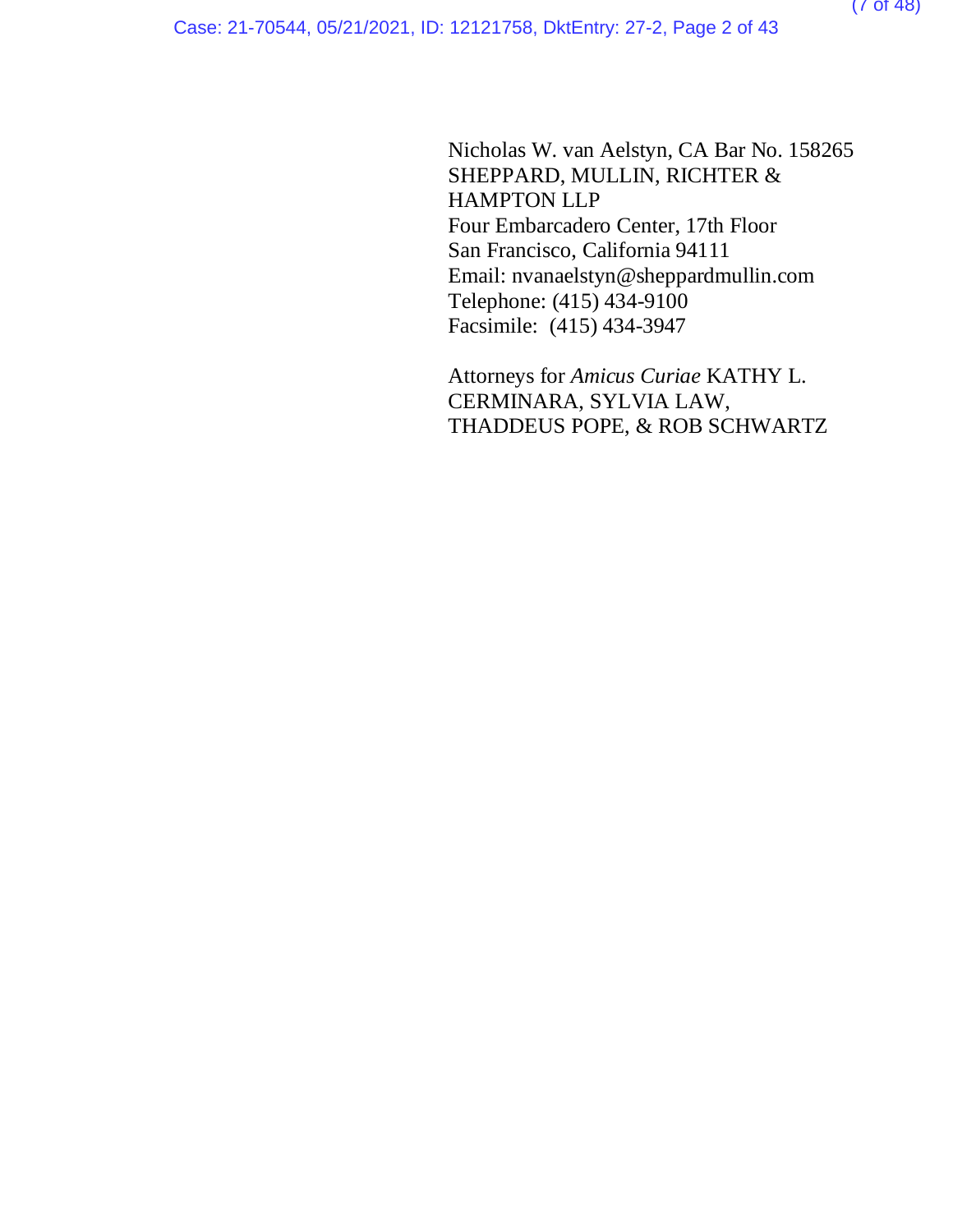Nicholas W. van Aelstyn, CA Bar No. 158265
SHEPPARD, MULLIN, RICHTER & HAMPTON LLP
Four Embarcadero Center, 17th Floor
San Francisco, California 94111
Email: nvanaelstyn@sheppardmullin.com
Telephone: (415) 434-9100
Facsimile: (415) 434-3947

Attorneys for *Amicus Curiae* KATHY L. CERMINARA, SYLVIA LAW, THADDEUS POPE, & ROB SCHWARTZ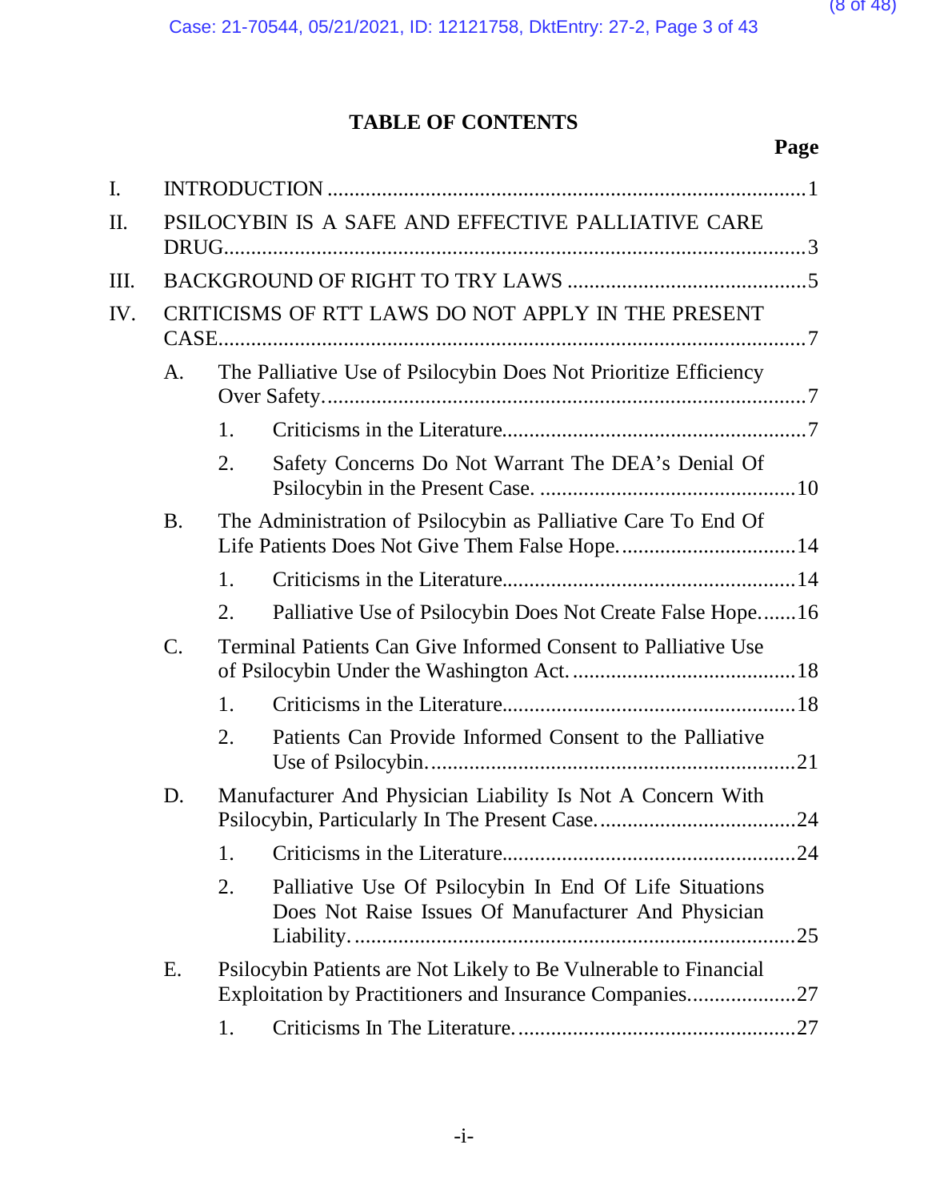# TABLE OF CONTENTS

| | | Page |
|---|---|---|
| I. | INTRODUCTION | 1 |
| II. | PSILOCYBIN IS A SAFE AND EFFECTIVE PALLIATIVE CARE DRUG | 3 |
| III. | BACKGROUND OF RIGHT TO TRY LAWS | 5 |
| IV. | CRITICISMS OF RTT LAWS DO NOT APPLY IN THE PRESENT CASE | 7 |
| | A. The Palliative Use of Psilocybin Does Not Prioritize Efficiency Over Safety. | 7 |
| | 1. Criticisms in the Literature. | 7 |
| | 2. Safety Concerns Do Not Warrant The DEA's Denial Of Psilocybin in the Present Case. | 10 |
| | B. The Administration of Psilocybin as Palliative Care To End Of Life Patients Does Not Give Them False Hope. | 14 |
| | 1. Criticisms in the Literature. | 14 |
| | 2. Palliative Use of Psilocybin Does Not Create False Hope. | 16 |
| | C. Terminal Patients Can Give Informed Consent to Palliative Use of Psilocybin Under the Washington Act. | 18 |
| | 1. Criticisms in the Literature. | 18 |
| | 2. Patients Can Provide Informed Consent to the Palliative Use of Psilocybin. | 21 |
| | D. Manufacturer And Physician Liability Is Not A Concern With Psilocybin, Particularly In The Present Case. | 24 |
| | 1. Criticisms in the Literature. | 24 |
| | 2. Palliative Use Of Psilocybin In End Of Life Situations Does Not Raise Issues Of Manufacturer And Physician Liability. | 25 |
| | E. Psilocybin Patients are Not Likely to Be Vulnerable to Financial Exploitation by Practitioners and Insurance Companies. | 27 |
| | 1. Criticisms In The Literature. | 27 |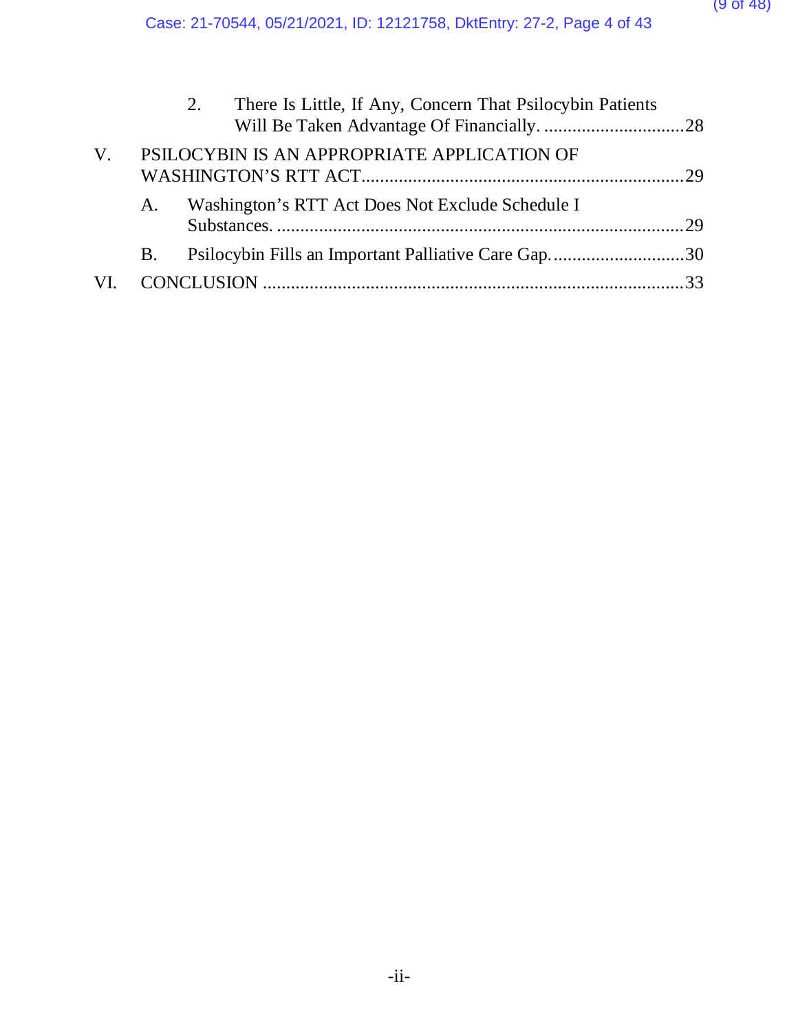2. There Is Little, If Any, Concern That Psilocybin Patients Will Be Taken Advantage Of Financially. ..............................28

V. PSILOCYBIN IS AN APPROPRIATE APPLICATION OF WASHINGTON'S RTT ACT.....................................................................29

A. Washington's RTT Act Does Not Exclude Schedule I Substances. .......................................................................................29

B. Psilocybin Fills an Important Palliative Care Gap. ............................30

VI. CONCLUSION .........................................................................................33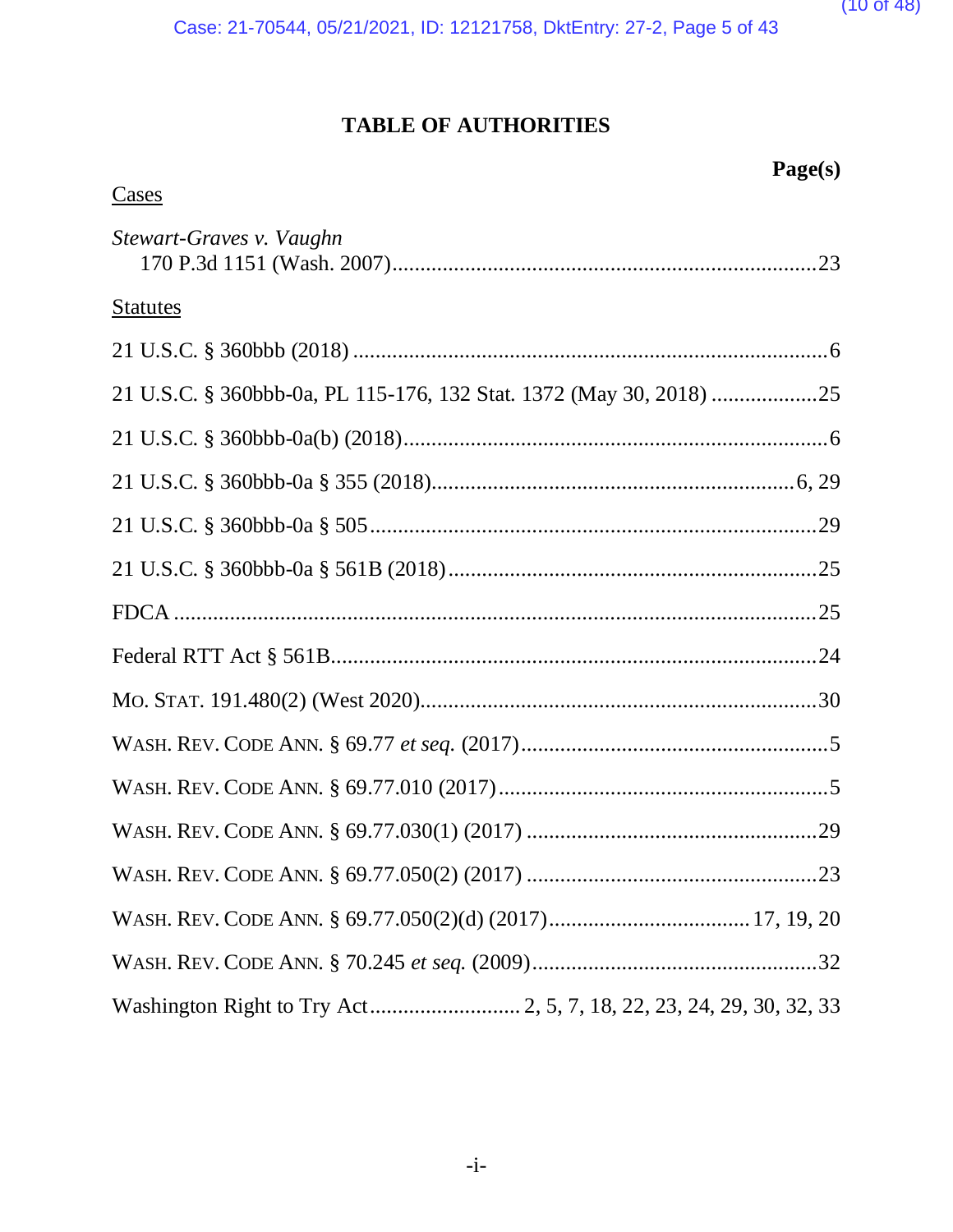# TABLE OF AUTHORITIES

**Page(s)**

## Cases

*Stewart-Graves v. Vaughn*
170 P.3d 1151 (Wash. 2007)....................................................................23

## Statutes

21 U.S.C. § 360bbb (2018) ....................................................................6

21 U.S.C. § 360bbb-0a, PL 115-176, 132 Stat. 1372 (May 30, 2018) ..................25

21 U.S.C. § 360bbb-0a(b) (2018)...........................................................6

21 U.S.C. § 360bbb-0a § 355 (2018)..................................................6, 29

21 U.S.C. § 360bbb-0a § 505................................................................29

21 U.S.C. § 360bbb-0a § 561B (2018)...................................................25

FDCA ....................................................................................................25

Federal RTT Act § 561B.........................................................................24

MO. STAT. 191.480(2) (West 2020).........................................................30

WASH. REV. CODE ANN. § 69.77 *et seq.* (2017).......................................5

WASH. REV. CODE ANN. § 69.77.010 (2017)............................................5

WASH. REV. CODE ANN. § 69.77.030(1) (2017) ....................................29

WASH. REV. CODE ANN. § 69.77.050(2) (2017) ....................................23

WASH. REV. CODE ANN. § 69.77.050(2)(d) (2017)..................................17, 19, 20

WASH. REV. CODE ANN. § 70.245 *et seq.* (2009)...................................32

Washington Right to Try Act........................... 2, 5, 7, 18, 22, 23, 24, 29, 30, 32, 33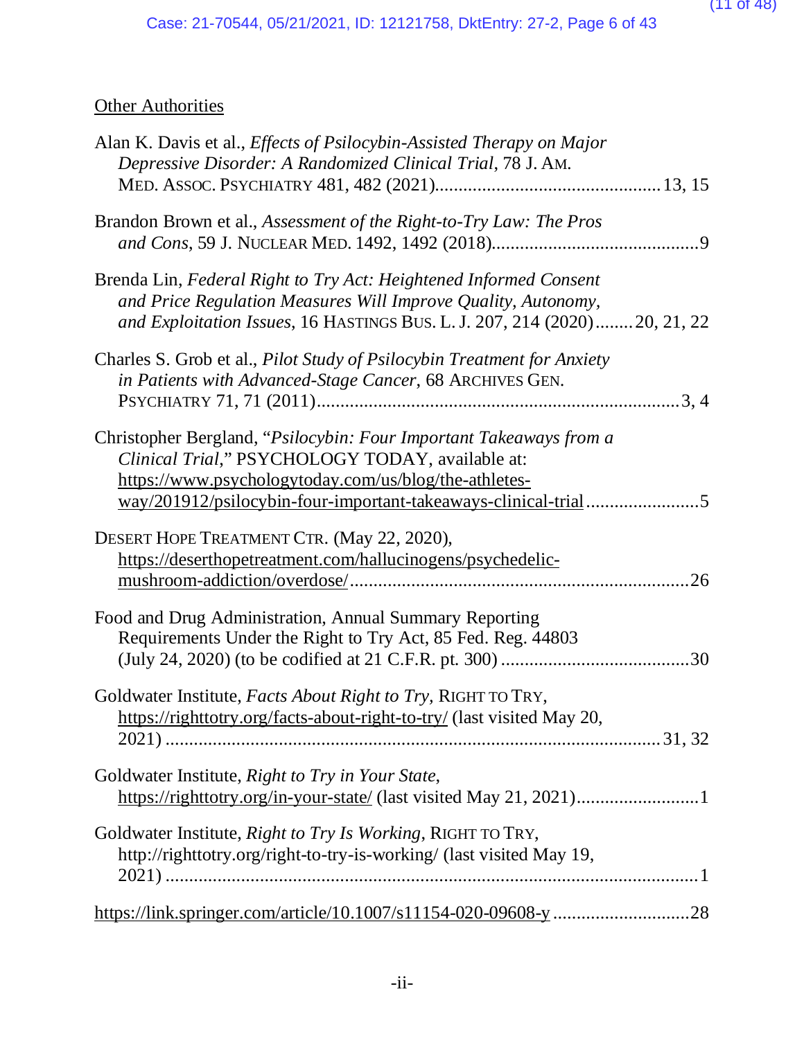Other Authorities

Alan K. Davis et al., *Effects of Psilocybin-Assisted Therapy on Major Depressive Disorder: A Randomized Clinical Trial*, 78 J. AM. MED. ASSOC. PSYCHIATRY 481, 482 (2021)................................................13, 15

Brandon Brown et al., *Assessment of the Right-to-Try Law: The Pros and Cons*, 59 J. NUCLEAR MED. 1492, 1492 (2018)............................................9

Brenda Lin, *Federal Right to Try Act: Heightened Informed Consent and Price Regulation Measures Will Improve Quality, Autonomy, and Exploitation Issues*, 16 HASTINGS BUS. L. J. 207, 214 (2020)........20, 21, 22

Charles S. Grob et al., *Pilot Study of Psilocybin Treatment for Anxiety in Patients with Advanced-Stage Cancer*, 68 ARCHIVES GEN. PSYCHIATRY 71, 71 (2011).............................................................................3, 4

Christopher Bergland, "*Psilocybin: Four Important Takeaways from a Clinical Trial*," PSYCHOLOGY TODAY, available at: https://www.psychologytoday.com/us/blog/the-athletes-way/201912/psilocybin-four-important-takeaways-clinical-trial........................5

DESERT HOPE TREATMENT CTR. (May 22, 2020), https://deserthopetreatment.com/hallucinogens/psychedelic-mushroom-addiction/overdose/........................................................................26

Food and Drug Administration, Annual Summary Reporting Requirements Under the Right to Try Act, 85 Fed. Reg. 44803 (July 24, 2020) (to be codified at 21 C.F.R. pt. 300)........................................30

Goldwater Institute, *Facts About Right to Try*, RIGHT TO TRY, https://righttotry.org/facts-about-right-to-try/ (last visited May 20, 2021).........................................................................................................31, 32

Goldwater Institute, *Right to Try in Your State*, https://righttotry.org/in-your-state/ (last visited May 21, 2021)..........................1

Goldwater Institute, *Right to Try Is Working*, RIGHT TO TRY, http://righttotry.org/right-to-try-is-working/ (last visited May 19, 2021).................................................................................................................1

https://link.springer.com/article/10.1007/s11154-020-09608-y.............................28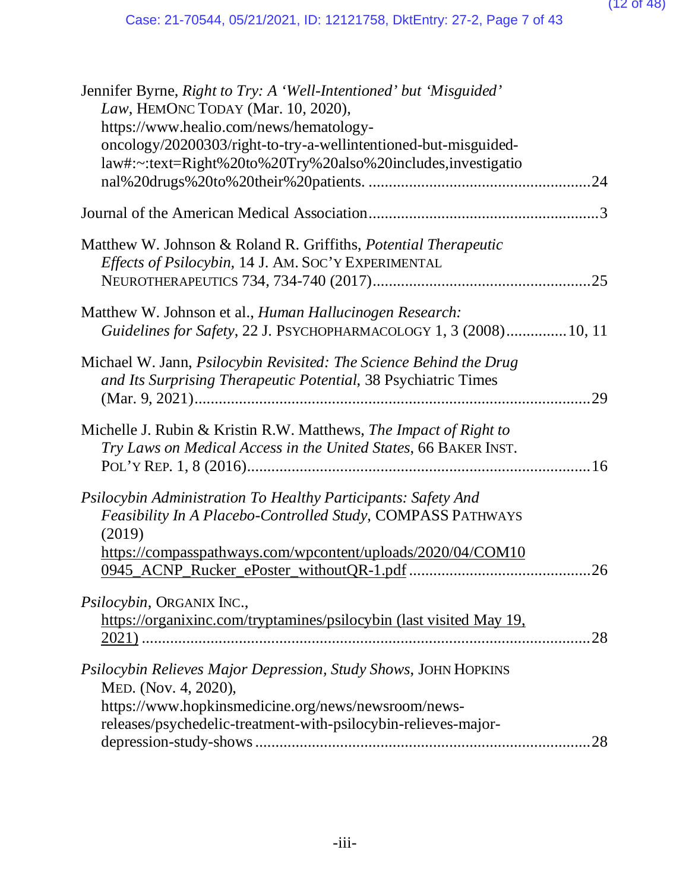Jennifer Byrne, *Right to Try: A 'Well-Intentioned' but 'Misguided' Law*, HEMONC TODAY (Mar. 10, 2020), https://www.healio.com/news/hematology-oncology/20200303/right-to-try-a-wellintentioned-but-misguided-law#:~:text=Right%20to%20Try%20also%20includes,investigational%20drugs%20to%20their%20patients. ......................................................24

Journal of the American Medical Association........................................................3

Matthew W. Johnson & Roland R. Griffiths, *Potential Therapeutic Effects of Psilocybin*, 14 J. AM. SOC'Y EXPERIMENTAL NEUROTHERAPEUTICS 734, 734-740 (2017)......................................................25

Matthew W. Johnson et al., *Human Hallucinogen Research: Guidelines for Safety*, 22 J. PSYCHOPHARMACOLOGY 1, 3 (2008)...............10, 11

Michael W. Jann, *Psilocybin Revisited: The Science Behind the Drug and Its Surprising Therapeutic Potential*, 38 Psychiatric Times (Mar. 9, 2021)................................................................................................29

Michelle J. Rubin & Kristin R.W. Matthews, *The Impact of Right to Try Laws on Medical Access in the United States*, 66 BAKER INST. POL'Y REP. 1, 8 (2016)....................................................................................16

*Psilocybin Administration To Healthy Participants: Safety And Feasibility In A Placebo-Controlled Study*, COMPASS PATHWAYS (2019) https://compasspathways.com/wpcontent/uploads/2020/04/COM100945_ACNP_Rucker_ePoster_withoutQR-1.pdf ............................................26

*Psilocybin*, ORGANIX INC., https://organixinc.com/tryptamines/psilocybin (last visited May 19, 2021) ..............................................................................................................28

*Psilocybin Relieves Major Depression, Study Shows*, JOHN HOPKINS MED. (Nov. 4, 2020), https://www.hopkinsmedicine.org/news/newsroom/news-releases/psychedelic-treatment-with-psilocybin-relieves-major-depression-study-shows ..................................................................................28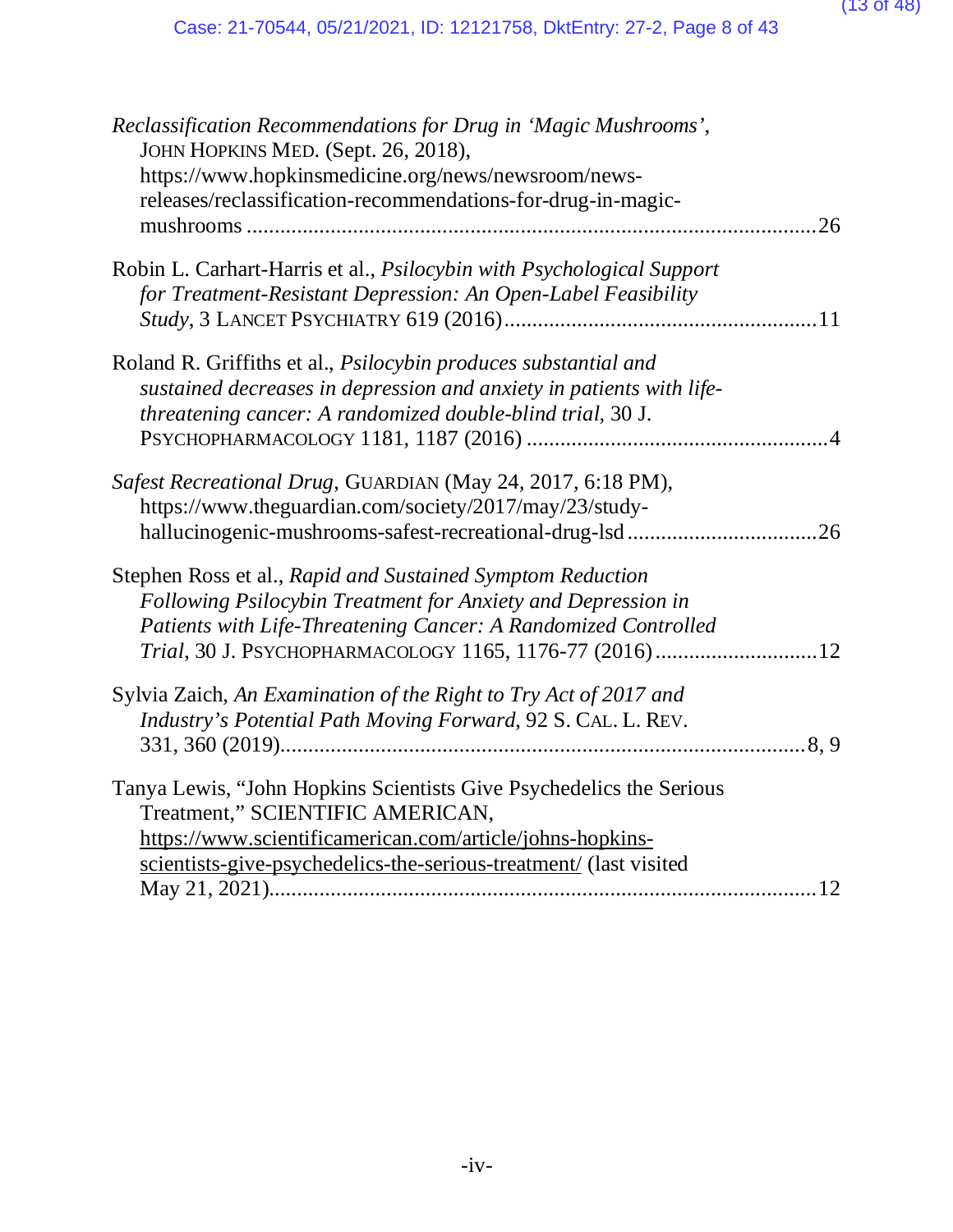*Reclassification Recommendations for Drug in 'Magic Mushrooms'*, JOHN HOPKINS MED. (Sept. 26, 2018), https://www.hopkinsmedicine.org/news/newsroom/news-releases/reclassification-recommendations-for-drug-in-magic-mushrooms ....................................................................................................26

Robin L. Carhart-Harris et al., *Psilocybin with Psychological Support for Treatment-Resistant Depression: An Open-Label Feasibility Study*, 3 LANCET PSYCHIATRY 619 (2016)........................................................11

Roland R. Griffiths et al., *Psilocybin produces substantial and sustained decreases in depression and anxiety in patients with life-threatening cancer: A randomized double-blind trial,* 30 J. PSYCHOPHARMACOLOGY 1181, 1187 (2016) ......................................................4

*Safest Recreational Drug*, GUARDIAN (May 24, 2017, 6:18 PM), https://www.theguardian.com/society/2017/may/23/study-hallucinogenic-mushrooms-safest-recreational-drug-lsd ..................................26

Stephen Ross et al., *Rapid and Sustained Symptom Reduction Following Psilocybin Treatment for Anxiety and Depression in Patients with Life-Threatening Cancer: A Randomized Controlled Trial*, 30 J. PSYCHOPHARMACOLOGY 1165, 1176-77 (2016) .............................12

Sylvia Zaich, *An Examination of the Right to Try Act of 2017 and Industry's Potential Path Moving Forward*, 92 S. CAL. L. REV. 331, 360 (2019)..............................................................................................8, 9

Tanya Lewis, "John Hopkins Scientists Give Psychedelics the Serious Treatment," SCIENTIFIC AMERICAN, https://www.scientificamerican.com/article/johns-hopkins-scientists-give-psychedelics-the-serious-treatment/ (last visited May 21, 2021)..................................................................................................12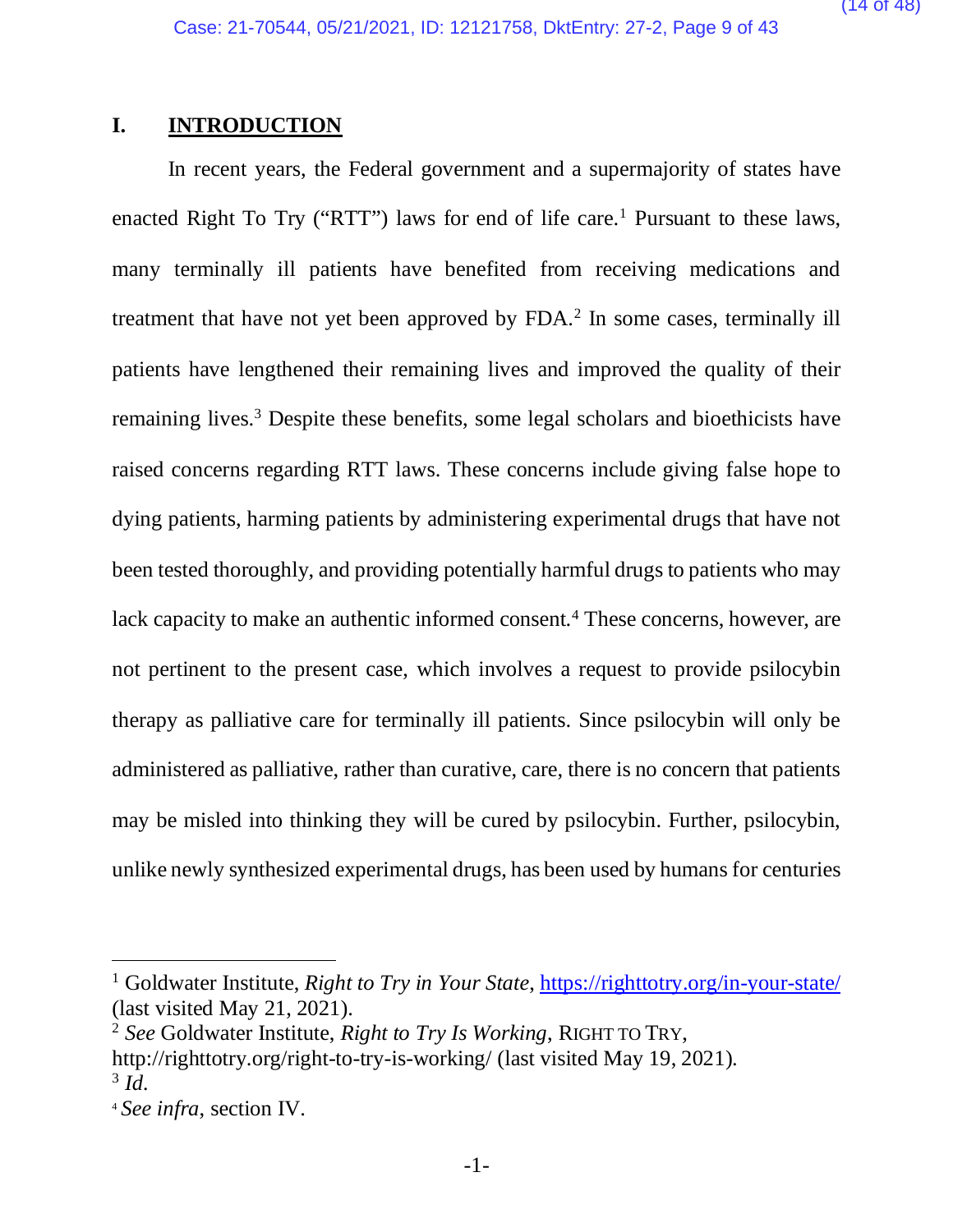## I. INTRODUCTION

In recent years, the Federal government and a supermajority of states have enacted Right To Try ("RTT") laws for end of life care.[1] Pursuant to these laws, many terminally ill patients have benefited from receiving medications and treatment that have not yet been approved by FDA.[2] In some cases, terminally ill patients have lengthened their remaining lives and improved the quality of their remaining lives.[3] Despite these benefits, some legal scholars and bioethicists have raised concerns regarding RTT laws. These concerns include giving false hope to dying patients, harming patients by administering experimental drugs that have not been tested thoroughly, and providing potentially harmful drugs to patients who may lack capacity to make an authentic informed consent.[4] These concerns, however, are not pertinent to the present case, which involves a request to provide psilocybin therapy as palliative care for terminally ill patients. Since psilocybin will only be administered as palliative, rather than curative, care, there is no concern that patients may be misled into thinking they will be cured by psilocybin. Further, psilocybin, unlike newly synthesized experimental drugs, has been used by humans for centuries

---

[1] Goldwater Institute, *Right to Try in Your State*, https://righttotry.org/in-your-state/ (last visited May 21, 2021).

[2] *See* Goldwater Institute, *Right to Try Is Working*, RIGHT TO TRY, http://righttotry.org/right-to-try-is-working/ (last visited May 19, 2021).

[3] *Id.*

[4] *See infra*, section IV.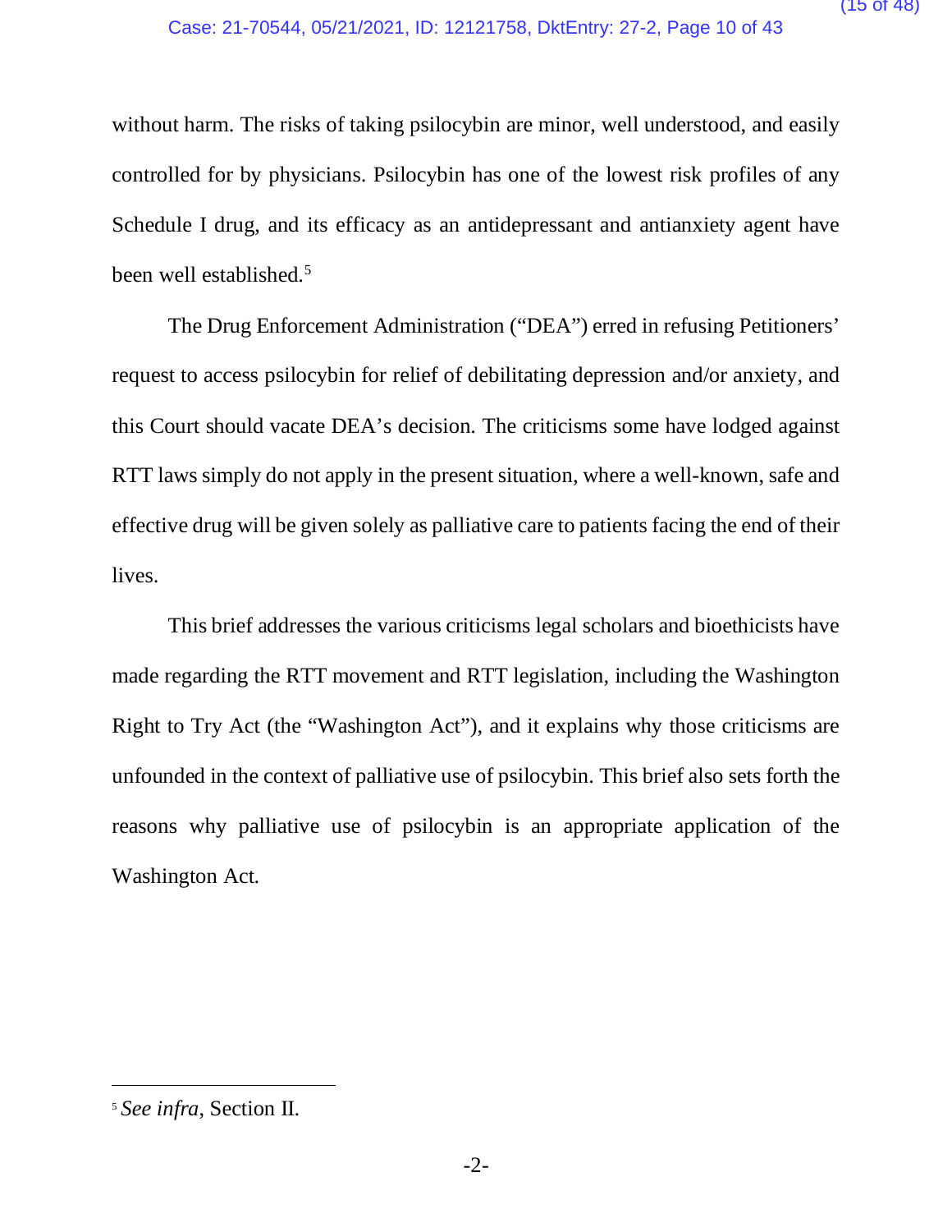without harm. The risks of taking psilocybin are minor, well understood, and easily controlled for by physicians. Psilocybin has one of the lowest risk profiles of any Schedule I drug, and its efficacy as an antidepressant and antianxiety agent have been well established.[5]

The Drug Enforcement Administration ("DEA") erred in refusing Petitioners' request to access psilocybin for relief of debilitating depression and/or anxiety, and this Court should vacate DEA's decision. The criticisms some have lodged against RTT laws simply do not apply in the present situation, where a well-known, safe and effective drug will be given solely as palliative care to patients facing the end of their lives.

This brief addresses the various criticisms legal scholars and bioethicists have made regarding the RTT movement and RTT legislation, including the Washington Right to Try Act (the "Washington Act"), and it explains why those criticisms are unfounded in the context of palliative use of psilocybin. This brief also sets forth the reasons why palliative use of psilocybin is an appropriate application of the Washington Act.

---

[5] *See infra*, Section II.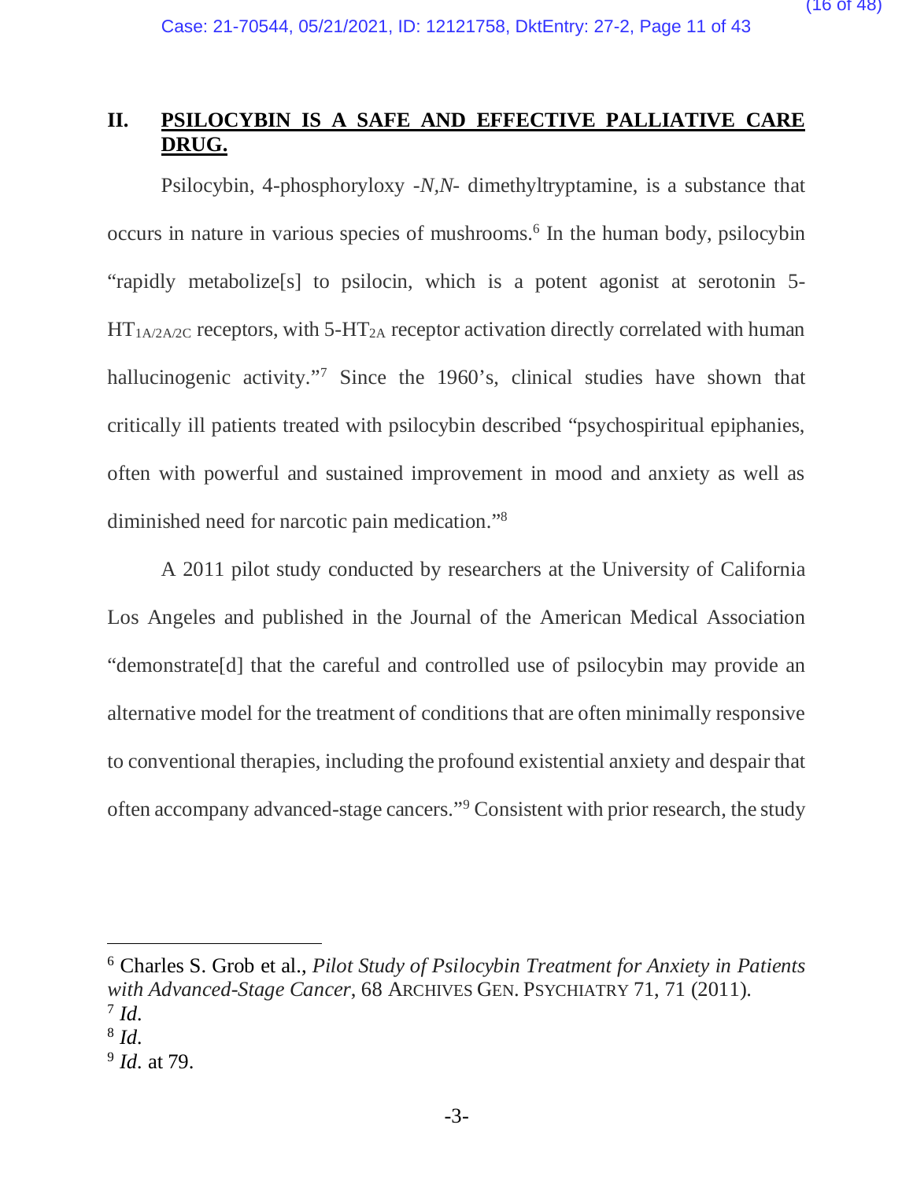## II. **PSILOCYBIN IS A SAFE AND EFFECTIVE PALLIATIVE CARE DRUG.**

Psilocybin, 4-phosphoryloxy -*N*,*N*- dimethyltryptamine, is a substance that occurs in nature in various species of mushrooms.[6] In the human body, psilocybin "rapidly metabolize[s] to psilocin, which is a potent agonist at serotonin 5-$HT_{1A/2A/2C}$ receptors, with 5-$HT_{2A}$ receptor activation directly correlated with human hallucinogenic activity."[7] Since the 1960's, clinical studies have shown that critically ill patients treated with psilocybin described "psychospiritual epiphanies, often with powerful and sustained improvement in mood and anxiety as well as diminished need for narcotic pain medication."[8]

A 2011 pilot study conducted by researchers at the University of California Los Angeles and published in the Journal of the American Medical Association "demonstrate[d] that the careful and controlled use of psilocybin may provide an alternative model for the treatment of conditions that are often minimally responsive to conventional therapies, including the profound existential anxiety and despair that often accompany advanced-stage cancers."[9] Consistent with prior research, the study

---

[6] Charles S. Grob et al., *Pilot Study of Psilocybin Treatment for Anxiety in Patients with Advanced-Stage Cancer*, 68 ARCHIVES GEN. PSYCHIATRY 71, 71 (2011).

[7] *Id.*

[8] *Id.*

[9] *Id.* at 79.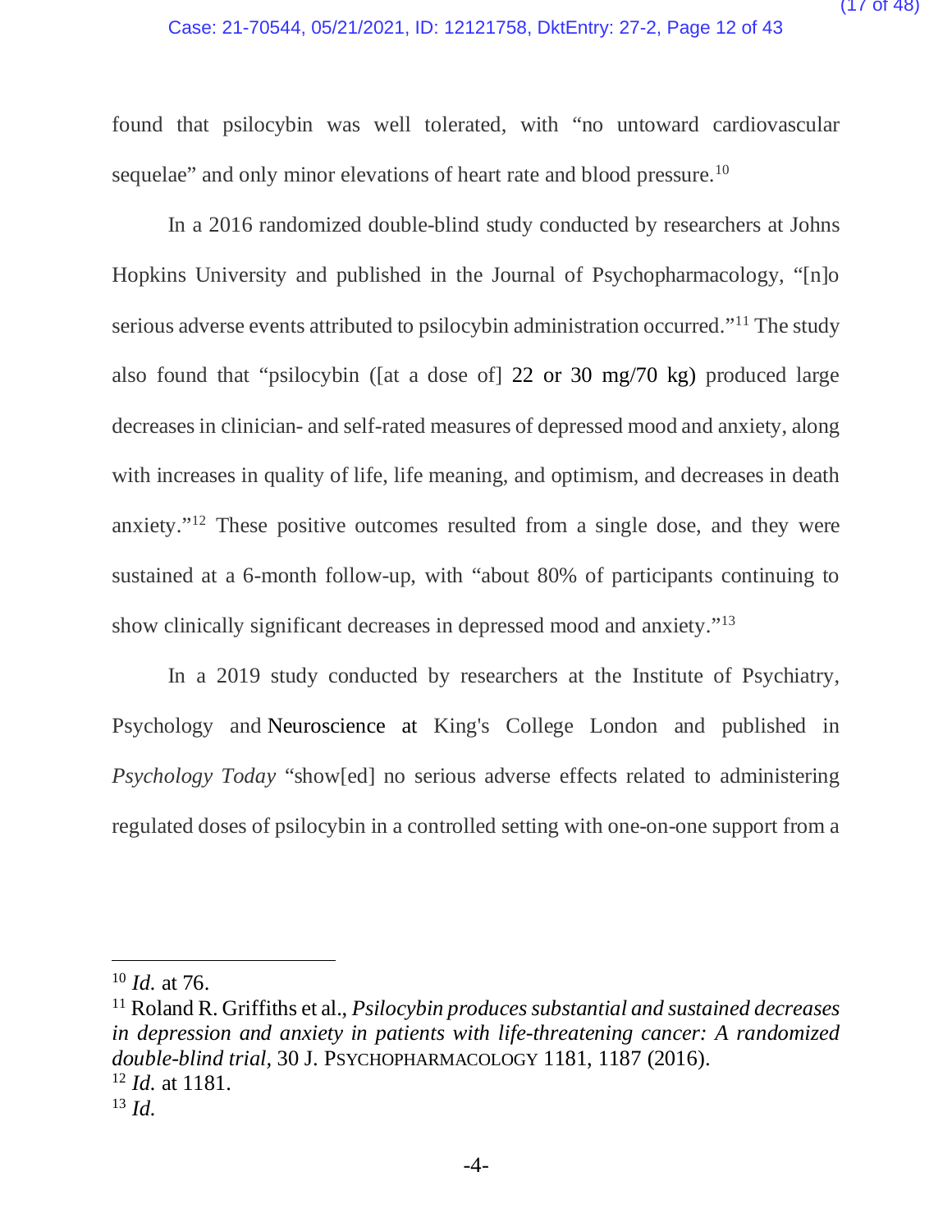found that psilocybin was well tolerated, with "no untoward cardiovascular sequelae" and only minor elevations of heart rate and blood pressure.[10]

In a 2016 randomized double-blind study conducted by researchers at Johns Hopkins University and published in the Journal of Psychopharmacology, "[n]o serious adverse events attributed to psilocybin administration occurred."[11] The study also found that "psilocybin ([at a dose of] 22 or 30 mg/70 kg) produced large decreases in clinician- and self-rated measures of depressed mood and anxiety, along with increases in quality of life, life meaning, and optimism, and decreases in death anxiety."[12] These positive outcomes resulted from a single dose, and they were sustained at a 6-month follow-up, with "about 80% of participants continuing to show clinically significant decreases in depressed mood and anxiety."[13]

In a 2019 study conducted by researchers at the Institute of Psychiatry, Psychology and Neuroscience at King's College London and published in *Psychology Today* "show[ed] no serious adverse effects related to administering regulated doses of psilocybin in a controlled setting with one-on-one support from a

---

[10] *Id.* at 76.

[11] Roland R. Griffiths et al., *Psilocybin produces substantial and sustained decreases in depression and anxiety in patients with life-threatening cancer: A randomized double-blind trial*, 30 J. PSYCHOPHARMACOLOGY 1181, 1187 (2016).

[12] *Id.* at 1181.

[13] *Id.*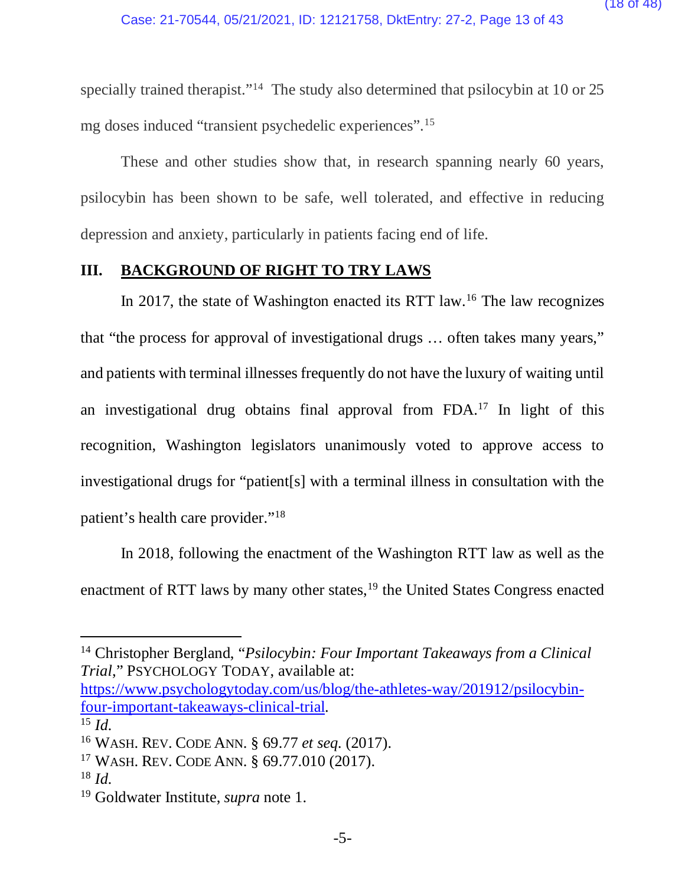specially trained therapist."[14] The study also determined that psilocybin at 10 or 25 mg doses induced "transient psychedelic experiences".[15]

These and other studies show that, in research spanning nearly 60 years, psilocybin has been shown to be safe, well tolerated, and effective in reducing depression and anxiety, particularly in patients facing end of life.

## III. BACKGROUND OF RIGHT TO TRY LAWS

In 2017, the state of Washington enacted its RTT law.[16] The law recognizes that "the process for approval of investigational drugs … often takes many years," and patients with terminal illnesses frequently do not have the luxury of waiting until an investigational drug obtains final approval from FDA.[17] In light of this recognition, Washington legislators unanimously voted to approve access to investigational drugs for "patient[s] with a terminal illness in consultation with the patient's health care provider."[18]

In 2018, following the enactment of the Washington RTT law as well as the enactment of RTT laws by many other states,[19] the United States Congress enacted

---

[14] Christopher Bergland, "*Psilocybin: Four Important Takeaways from a Clinical Trial*," PSYCHOLOGY TODAY, available at: https://www.psychologytoday.com/us/blog/the-athletes-way/201912/psilocybin-four-important-takeaways-clinical-trial.

[15] *Id.*

[16] WASH. REV. CODE ANN. § 69.77 *et seq.* (2017).

[17] WASH. REV. CODE ANN. § 69.77.010 (2017).

[18] *Id.*

[19] Goldwater Institute, *supra* note 1.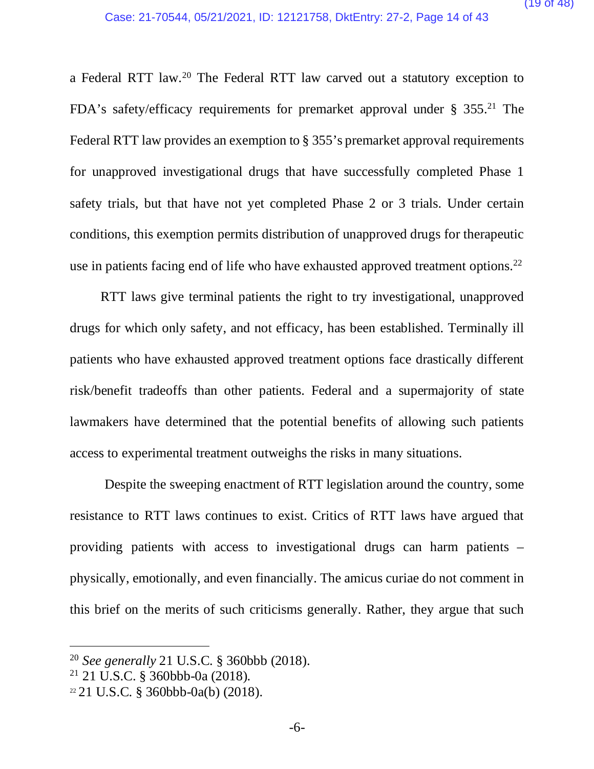a Federal RTT law.[20] The Federal RTT law carved out a statutory exception to FDA's safety/efficacy requirements for premarket approval under § 355.[21] The Federal RTT law provides an exemption to § 355's premarket approval requirements for unapproved investigational drugs that have successfully completed Phase 1 safety trials, but that have not yet completed Phase 2 or 3 trials. Under certain conditions, this exemption permits distribution of unapproved drugs for therapeutic use in patients facing end of life who have exhausted approved treatment options.[22]

RTT laws give terminal patients the right to try investigational, unapproved drugs for which only safety, and not efficacy, has been established. Terminally ill patients who have exhausted approved treatment options face drastically different risk/benefit tradeoffs than other patients. Federal and a supermajority of state lawmakers have determined that the potential benefits of allowing such patients access to experimental treatment outweighs the risks in many situations.

Despite the sweeping enactment of RTT legislation around the country, some resistance to RTT laws continues to exist. Critics of RTT laws have argued that providing patients with access to investigational drugs can harm patients – physically, emotionally, and even financially. The amicus curiae do not comment in this brief on the merits of such criticisms generally. Rather, they argue that such

---

[20] *See generally* 21 U.S.C. § 360bbb (2018).
[21] 21 U.S.C. § 360bbb-0a (2018).
[22] 21 U.S.C. § 360bbb-0a(b) (2018).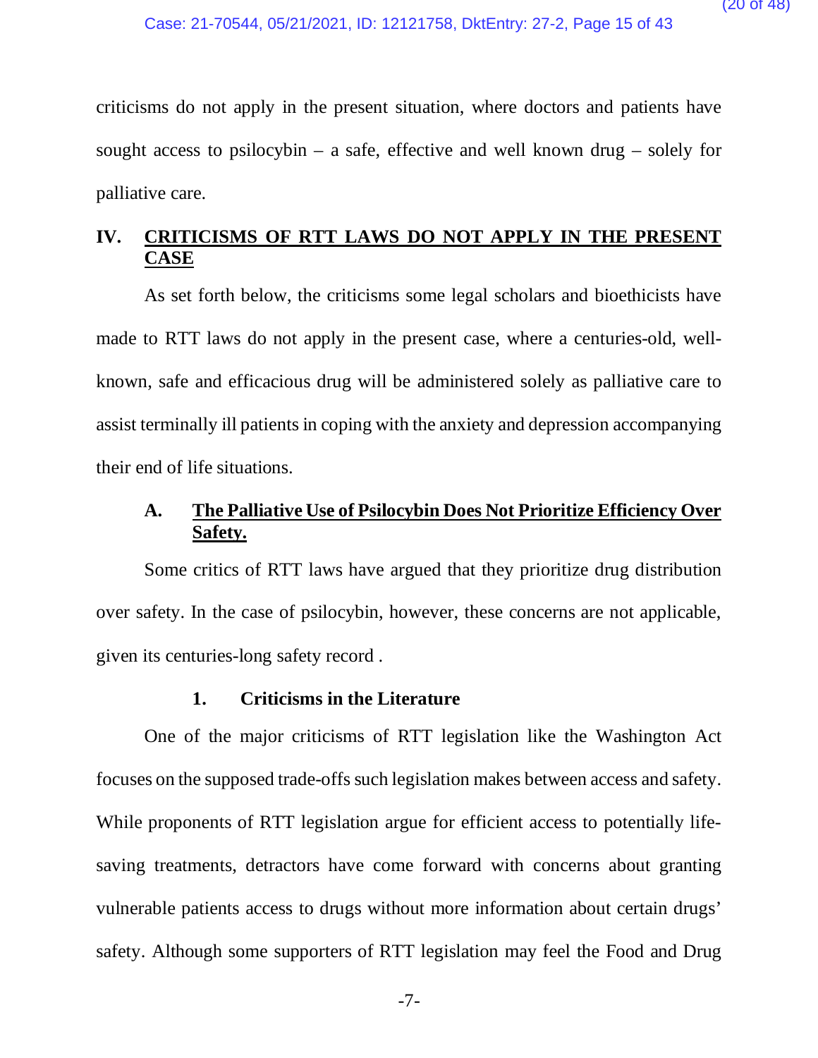criticisms do not apply in the present situation, where doctors and patients have sought access to psilocybin – a safe, effective and well known drug – solely for palliative care.

## IV. CRITICISMS OF RTT LAWS DO NOT APPLY IN THE PRESENT CASE

As set forth below, the criticisms some legal scholars and bioethicists have made to RTT laws do not apply in the present case, where a centuries-old, well-known, safe and efficacious drug will be administered solely as palliative care to assist terminally ill patients in coping with the anxiety and depression accompanying their end of life situations.

### A. The Palliative Use of Psilocybin Does Not Prioritize Efficiency Over Safety.

Some critics of RTT laws have argued that they prioritize drug distribution over safety. In the case of psilocybin, however, these concerns are not applicable, given its centuries-long safety record .

#### 1. Criticisms in the Literature

One of the major criticisms of RTT legislation like the Washington Act focuses on the supposed trade-offs such legislation makes between access and safety. While proponents of RTT legislation argue for efficient access to potentially life-saving treatments, detractors have come forward with concerns about granting vulnerable patients access to drugs without more information about certain drugs' safety. Although some supporters of RTT legislation may feel the Food and Drug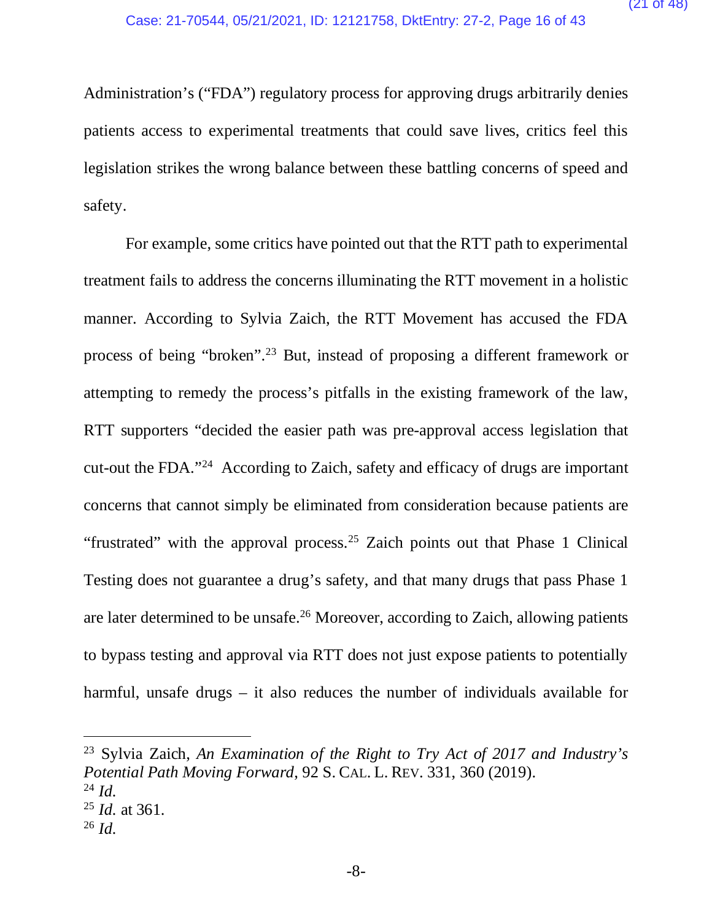Administration's ("FDA") regulatory process for approving drugs arbitrarily denies patients access to experimental treatments that could save lives, critics feel this legislation strikes the wrong balance between these battling concerns of speed and safety.

For example, some critics have pointed out that the RTT path to experimental treatment fails to address the concerns illuminating the RTT movement in a holistic manner. According to Sylvia Zaich, the RTT Movement has accused the FDA process of being "broken".[23] But, instead of proposing a different framework or attempting to remedy the process's pitfalls in the existing framework of the law, RTT supporters "decided the easier path was pre-approval access legislation that cut-out the FDA."[24] According to Zaich, safety and efficacy of drugs are important concerns that cannot simply be eliminated from consideration because patients are "frustrated" with the approval process.[25] Zaich points out that Phase 1 Clinical Testing does not guarantee a drug's safety, and that many drugs that pass Phase 1 are later determined to be unsafe.[26] Moreover, according to Zaich, allowing patients to bypass testing and approval via RTT does not just expose patients to potentially harmful, unsafe drugs – it also reduces the number of individuals available for

---

[23] Sylvia Zaich, *An Examination of the Right to Try Act of 2017 and Industry's Potential Path Moving Forward*, 92 S. CAL. L. REV. 331, 360 (2019).

[24] *Id.*

[25] *Id.* at 361.

[26] *Id.*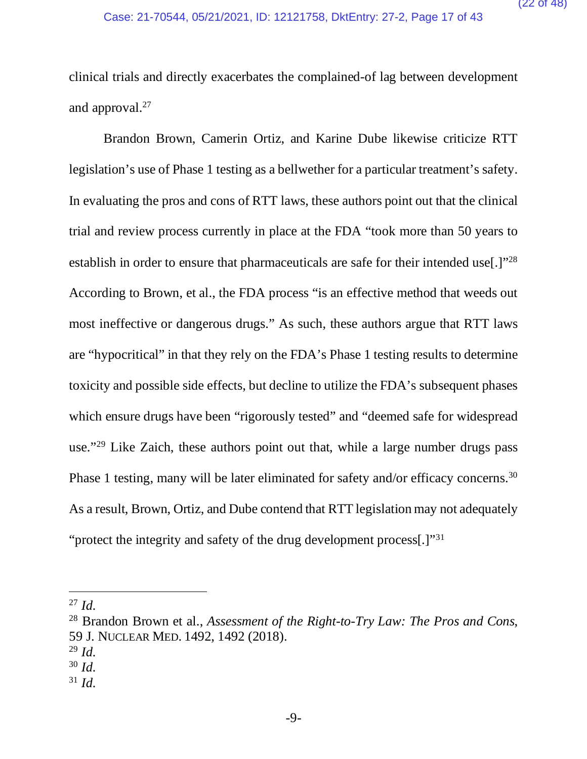clinical trials and directly exacerbates the complained-of lag between development and approval.[27]

Brandon Brown, Camerin Ortiz, and Karine Dube likewise criticize RTT legislation's use of Phase 1 testing as a bellwether for a particular treatment's safety. In evaluating the pros and cons of RTT laws, these authors point out that the clinical trial and review process currently in place at the FDA "took more than 50 years to establish in order to ensure that pharmaceuticals are safe for their intended use[.]"[28] According to Brown, et al., the FDA process "is an effective method that weeds out most ineffective or dangerous drugs." As such, these authors argue that RTT laws are "hypocritical" in that they rely on the FDA's Phase 1 testing results to determine toxicity and possible side effects, but decline to utilize the FDA's subsequent phases which ensure drugs have been "rigorously tested" and "deemed safe for widespread use."[29] Like Zaich, these authors point out that, while a large number drugs pass Phase 1 testing, many will be later eliminated for safety and/or efficacy concerns.[30] As a result, Brown, Ortiz, and Dube contend that RTT legislation may not adequately "protect the integrity and safety of the drug development process[.]"[31]

---

[27] *Id.*

[28] Brandon Brown et al., *Assessment of the Right-to-Try Law: The Pros and Cons*, 59 J. NUCLEAR MED. 1492, 1492 (2018).

[29] *Id.*

[30] *Id.*

[31] *Id.*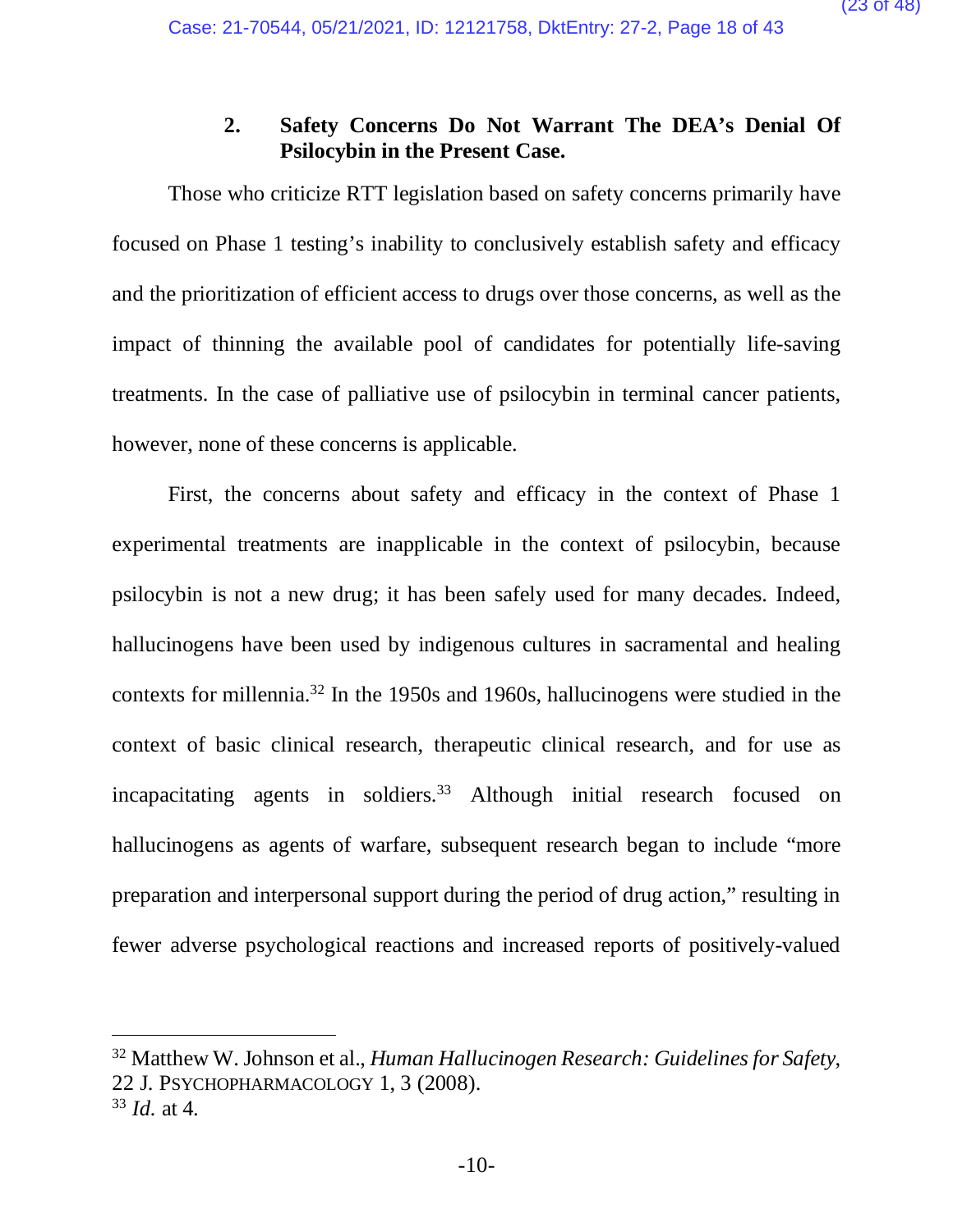### 2. Safety Concerns Do Not Warrant The DEA's Denial Of Psilocybin in the Present Case.

Those who criticize RTT legislation based on safety concerns primarily have focused on Phase 1 testing's inability to conclusively establish safety and efficacy and the prioritization of efficient access to drugs over those concerns, as well as the impact of thinning the available pool of candidates for potentially life-saving treatments. In the case of palliative use of psilocybin in terminal cancer patients, however, none of these concerns is applicable.

First, the concerns about safety and efficacy in the context of Phase 1 experimental treatments are inapplicable in the context of psilocybin, because psilocybin is not a new drug; it has been safely used for many decades. Indeed, hallucinogens have been used by indigenous cultures in sacramental and healing contexts for millennia.[32] In the 1950s and 1960s, hallucinogens were studied in the context of basic clinical research, therapeutic clinical research, and for use as incapacitating agents in soldiers.[33] Although initial research focused on hallucinogens as agents of warfare, subsequent research began to include "more preparation and interpersonal support during the period of drug action," resulting in fewer adverse psychological reactions and increased reports of positively-valued

---

[32] Matthew W. Johnson et al., *Human Hallucinogen Research: Guidelines for Safety*, 22 J. PSYCHOPHARMACOLOGY 1, 3 (2008).

[33] *Id.* at 4.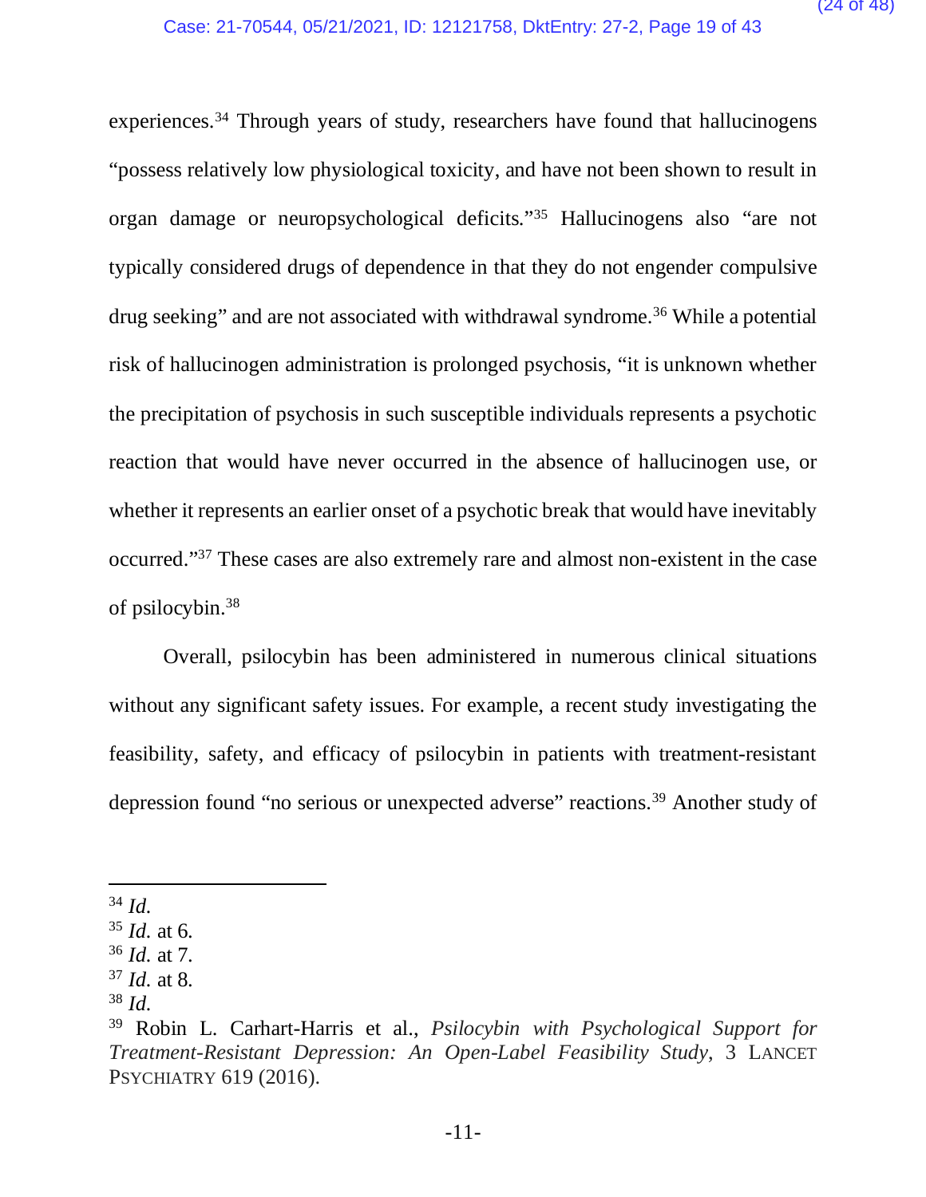experiences.[34] Through years of study, researchers have found that hallucinogens "possess relatively low physiological toxicity, and have not been shown to result in organ damage or neuropsychological deficits."[35] Hallucinogens also "are not typically considered drugs of dependence in that they do not engender compulsive drug seeking" and are not associated with withdrawal syndrome.[36] While a potential risk of hallucinogen administration is prolonged psychosis, "it is unknown whether the precipitation of psychosis in such susceptible individuals represents a psychotic reaction that would have never occurred in the absence of hallucinogen use, or whether it represents an earlier onset of a psychotic break that would have inevitably occurred."[37] These cases are also extremely rare and almost non-existent in the case of psilocybin.[38]

Overall, psilocybin has been administered in numerous clinical situations without any significant safety issues. For example, a recent study investigating the feasibility, safety, and efficacy of psilocybin in patients with treatment-resistant depression found "no serious or unexpected adverse" reactions.[39] Another study of

---

[34] *Id.*

[35] *Id.* at 6.

[36] *Id.* at 7.

[37] *Id.* at 8.

[38] *Id.*

[39] Robin L. Carhart-Harris et al., *Psilocybin with Psychological Support for Treatment-Resistant Depression: An Open-Label Feasibility Study*, 3 LANCET PSYCHIATRY 619 (2016).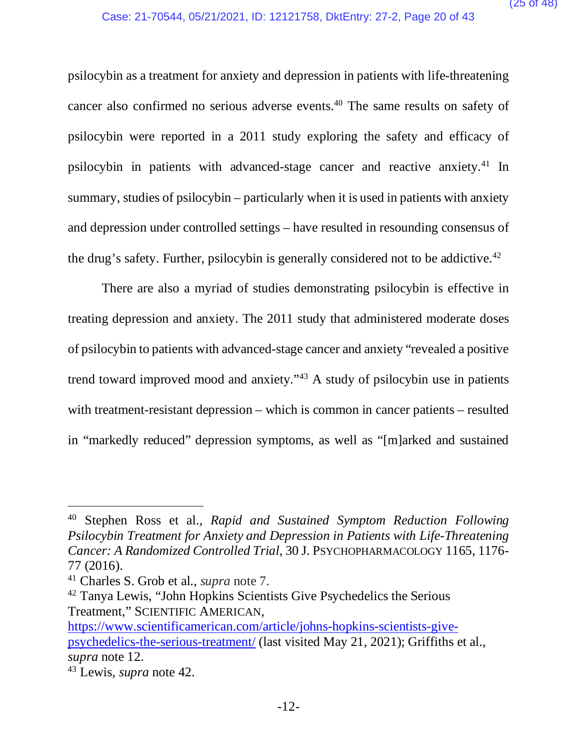psilocybin as a treatment for anxiety and depression in patients with life-threatening cancer also confirmed no serious adverse events.[40] The same results on safety of psilocybin were reported in a 2011 study exploring the safety and efficacy of psilocybin in patients with advanced-stage cancer and reactive anxiety.[41] In summary, studies of psilocybin – particularly when it is used in patients with anxiety and depression under controlled settings – have resulted in resounding consensus of the drug's safety. Further, psilocybin is generally considered not to be addictive.[42]

There are also a myriad of studies demonstrating psilocybin is effective in treating depression and anxiety. The 2011 study that administered moderate doses of psilocybin to patients with advanced-stage cancer and anxiety "revealed a positive trend toward improved mood and anxiety."[43] A study of psilocybin use in patients with treatment-resistant depression – which is common in cancer patients – resulted in "markedly reduced" depression symptoms, as well as "[m]arked and sustained

---

[40] Stephen Ross et al., *Rapid and Sustained Symptom Reduction Following Psilocybin Treatment for Anxiety and Depression in Patients with Life-Threatening Cancer: A Randomized Controlled Trial*, 30 J. PSYCHOPHARMACOLOGY 1165, 1176-77 (2016).

[41] Charles S. Grob et al., *supra* note 7.

[42] Tanya Lewis, "John Hopkins Scientists Give Psychedelics the Serious Treatment," SCIENTIFIC AMERICAN, https://www.scientificamerican.com/article/johns-hopkins-scientists-give-psychedelics-the-serious-treatment/ (last visited May 21, 2021); Griffiths et al., *supra* note 12.

[43] Lewis, *supra* note 42.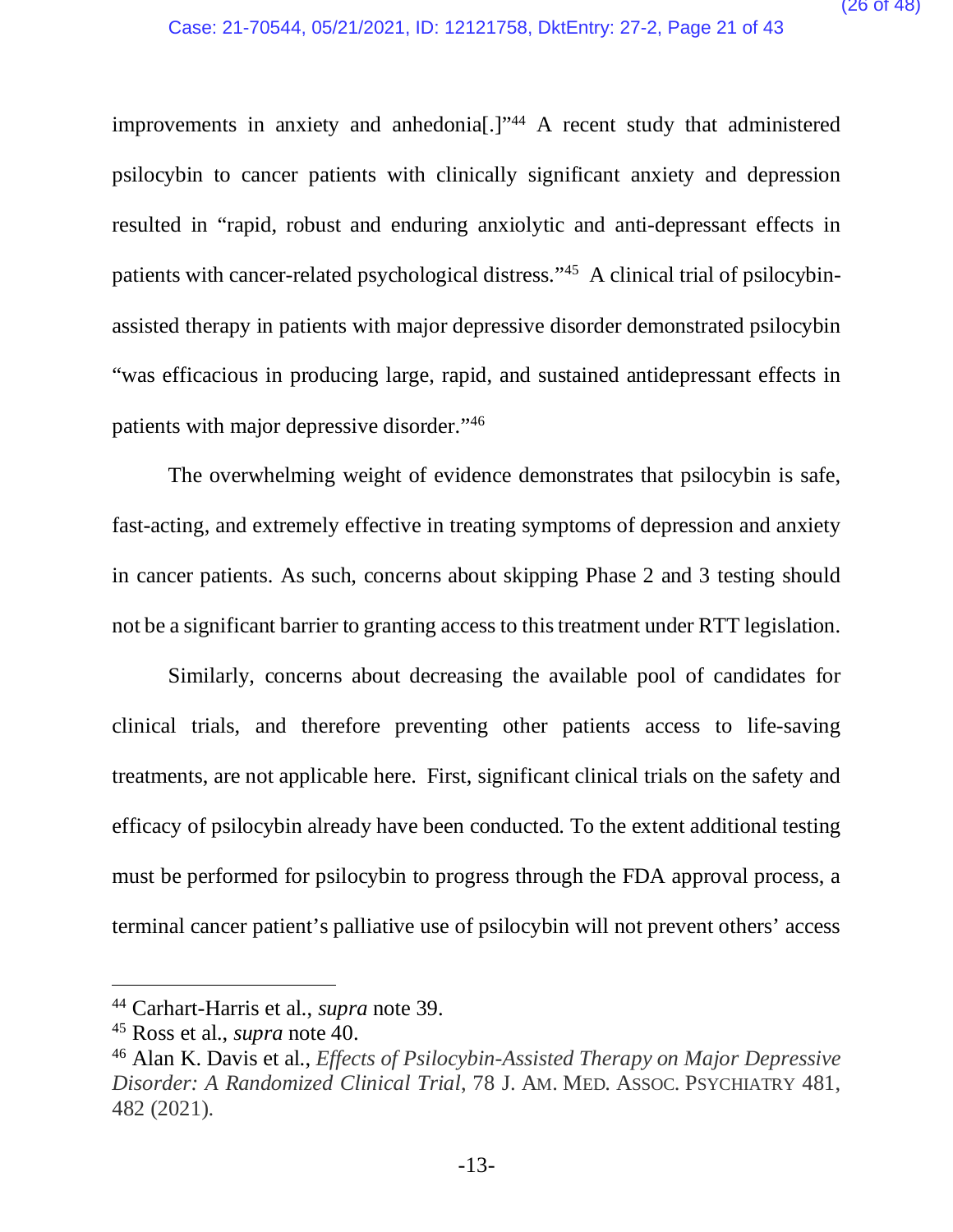improvements in anxiety and anhedonia[.]"[44] A recent study that administered psilocybin to cancer patients with clinically significant anxiety and depression resulted in "rapid, robust and enduring anxiolytic and anti-depressant effects in patients with cancer-related psychological distress."[45] A clinical trial of psilocybin-assisted therapy in patients with major depressive disorder demonstrated psilocybin "was efficacious in producing large, rapid, and sustained antidepressant effects in patients with major depressive disorder."[46]

The overwhelming weight of evidence demonstrates that psilocybin is safe, fast-acting, and extremely effective in treating symptoms of depression and anxiety in cancer patients. As such, concerns about skipping Phase 2 and 3 testing should not be a significant barrier to granting access to this treatment under RTT legislation.

Similarly, concerns about decreasing the available pool of candidates for clinical trials, and therefore preventing other patients access to life-saving treatments, are not applicable here. First, significant clinical trials on the safety and efficacy of psilocybin already have been conducted. To the extent additional testing must be performed for psilocybin to progress through the FDA approval process, a terminal cancer patient's palliative use of psilocybin will not prevent others' access

---

[44] Carhart-Harris et al., *supra* note 39.

[45] Ross et al., *supra* note 40.

[46] Alan K. Davis et al., *Effects of Psilocybin-Assisted Therapy on Major Depressive Disorder: A Randomized Clinical Trial*, 78 J. AM. MED. ASSOC. PSYCHIATRY 481, 482 (2021).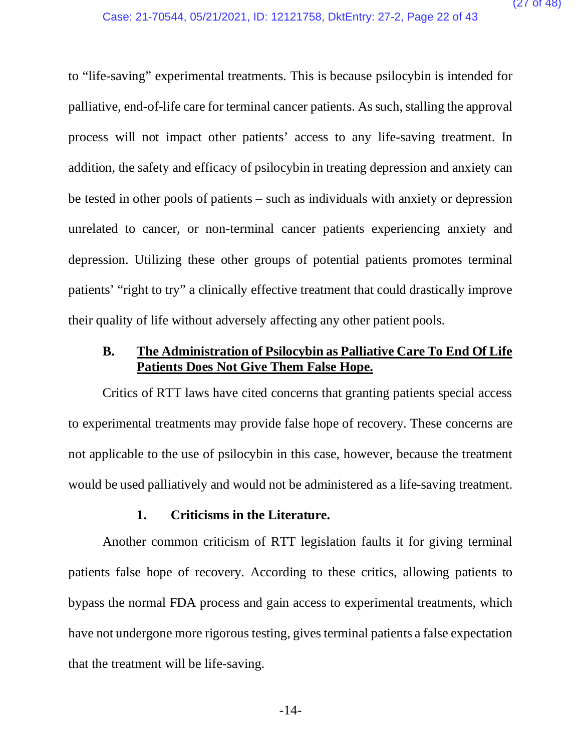to "life-saving" experimental treatments. This is because psilocybin is intended for palliative, end-of-life care for terminal cancer patients. As such, stalling the approval process will not impact other patients' access to any life-saving treatment. In addition, the safety and efficacy of psilocybin in treating depression and anxiety can be tested in other pools of patients – such as individuals with anxiety or depression unrelated to cancer, or non-terminal cancer patients experiencing anxiety and depression. Utilizing these other groups of potential patients promotes terminal patients' "right to try" a clinically effective treatment that could drastically improve their quality of life without adversely affecting any other patient pools.

### B. <u>The Administration of Psilocybin as Palliative Care To End Of Life Patients Does Not Give Them False Hope.</u>

Critics of RTT laws have cited concerns that granting patients special access to experimental treatments may provide false hope of recovery. These concerns are not applicable to the use of psilocybin in this case, however, because the treatment would be used palliatively and would not be administered as a life-saving treatment.

#### 1. Criticisms in the Literature.

Another common criticism of RTT legislation faults it for giving terminal patients false hope of recovery. According to these critics, allowing patients to bypass the normal FDA process and gain access to experimental treatments, which have not undergone more rigorous testing, gives terminal patients a false expectation that the treatment will be life-saving.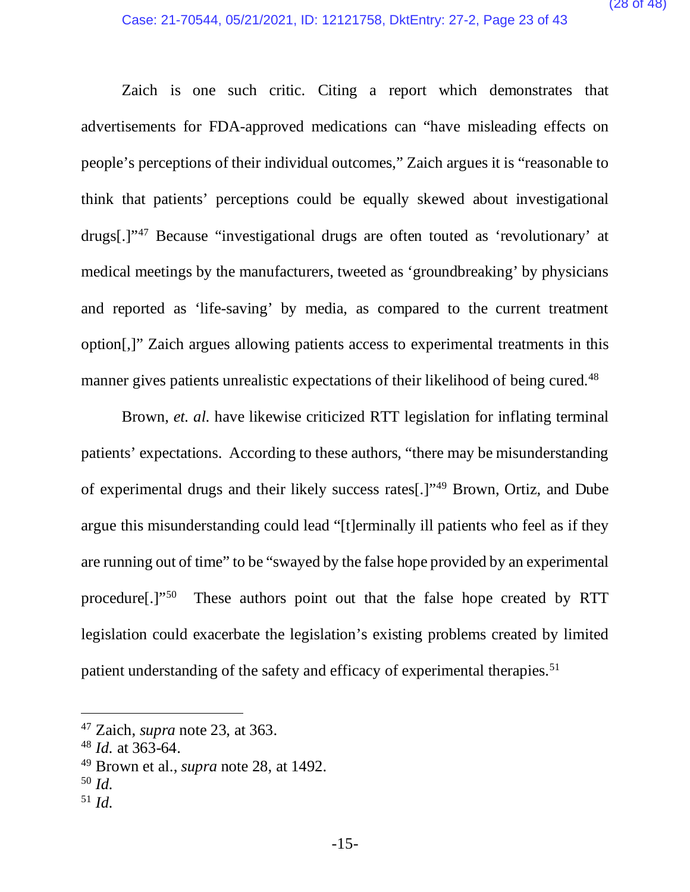Zaich is one such critic. Citing a report which demonstrates that advertisements for FDA-approved medications can "have misleading effects on people's perceptions of their individual outcomes," Zaich argues it is "reasonable to think that patients' perceptions could be equally skewed about investigational drugs[.]"[47] Because "investigational drugs are often touted as 'revolutionary' at medical meetings by the manufacturers, tweeted as 'groundbreaking' by physicians and reported as 'life-saving' by media, as compared to the current treatment option[,]" Zaich argues allowing patients access to experimental treatments in this manner gives patients unrealistic expectations of their likelihood of being cured.[48]

Brown, *et. al.* have likewise criticized RTT legislation for inflating terminal patients' expectations. According to these authors, "there may be misunderstanding of experimental drugs and their likely success rates[.]"[49] Brown, Ortiz, and Dube argue this misunderstanding could lead "[t]erminally ill patients who feel as if they are running out of time" to be "swayed by the false hope provided by an experimental procedure[.]"[50] These authors point out that the false hope created by RTT legislation could exacerbate the legislation's existing problems created by limited patient understanding of the safety and efficacy of experimental therapies.[51]

---

[47] Zaich, *supra* note 23, at 363.
[48] *Id.* at 363-64.
[49] Brown et al., *supra* note 28, at 1492.
[50] *Id.*
[51] *Id.*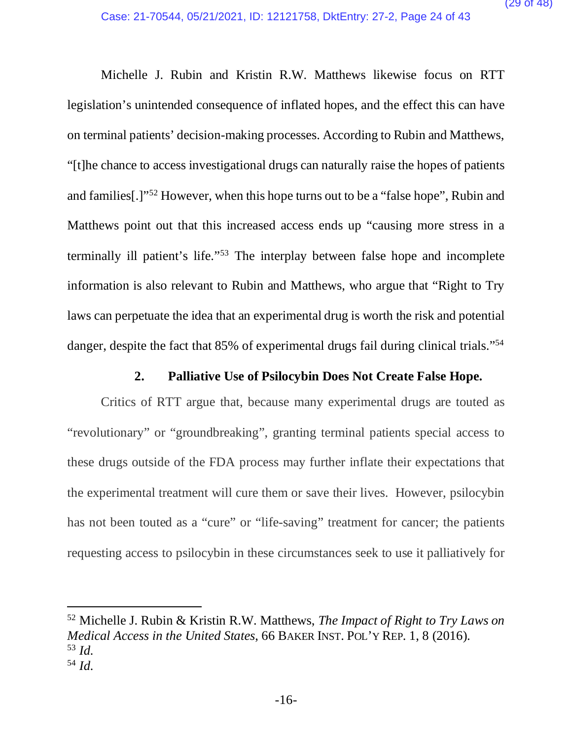Michelle J. Rubin and Kristin R.W. Matthews likewise focus on RTT legislation's unintended consequence of inflated hopes, and the effect this can have on terminal patients' decision-making processes. According to Rubin and Matthews, "[t]he chance to access investigational drugs can naturally raise the hopes of patients and families[.]"[52] However, when this hope turns out to be a "false hope", Rubin and Matthews point out that this increased access ends up "causing more stress in a terminally ill patient's life."[53] The interplay between false hope and incomplete information is also relevant to Rubin and Matthews, who argue that "Right to Try laws can perpetuate the idea that an experimental drug is worth the risk and potential danger, despite the fact that 85% of experimental drugs fail during clinical trials."[54]

### 2. Palliative Use of Psilocybin Does Not Create False Hope.

Critics of RTT argue that, because many experimental drugs are touted as "revolutionary" or "groundbreaking", granting terminal patients special access to these drugs outside of the FDA process may further inflate their expectations that the experimental treatment will cure them or save their lives. However, psilocybin has not been touted as a "cure" or "life-saving" treatment for cancer; the patients requesting access to psilocybin in these circumstances seek to use it palliatively for

---

[52] Michelle J. Rubin & Kristin R.W. Matthews, *The Impact of Right to Try Laws on Medical Access in the United States*, 66 BAKER INST. POL'Y REP. 1, 8 (2016).

[53] *Id.*

[54] *Id.*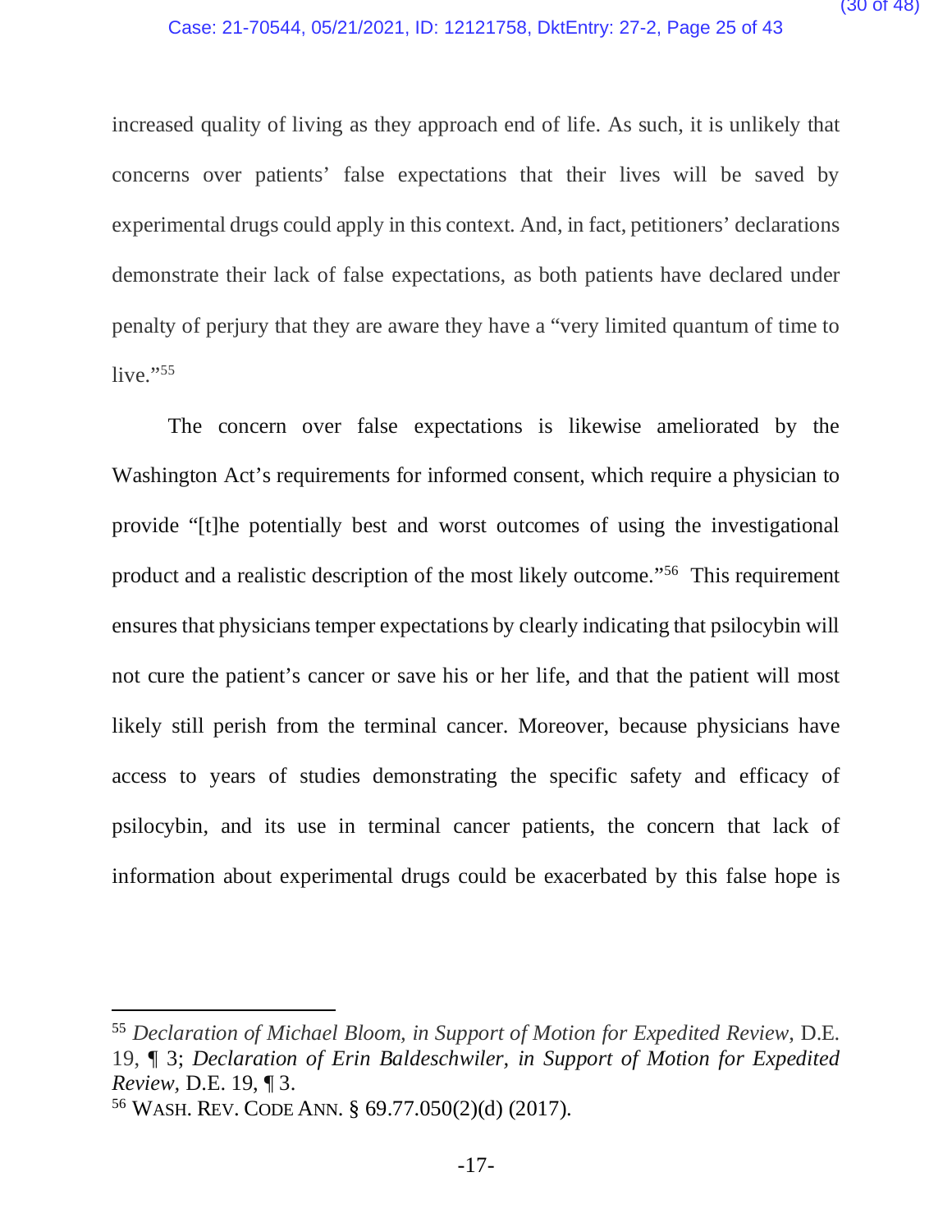increased quality of living as they approach end of life. As such, it is unlikely that concerns over patients' false expectations that their lives will be saved by experimental drugs could apply in this context. And, in fact, petitioners' declarations demonstrate their lack of false expectations, as both patients have declared under penalty of perjury that they are aware they have a "very limited quantum of time to live."[55]

The concern over false expectations is likewise ameliorated by the Washington Act's requirements for informed consent, which require a physician to provide "[t]he potentially best and worst outcomes of using the investigational product and a realistic description of the most likely outcome."[56] This requirement ensures that physicians temper expectations by clearly indicating that psilocybin will not cure the patient's cancer or save his or her life, and that the patient will most likely still perish from the terminal cancer. Moreover, because physicians have access to years of studies demonstrating the specific safety and efficacy of psilocybin, and its use in terminal cancer patients, the concern that lack of information about experimental drugs could be exacerbated by this false hope is

---

[55] *Declaration of Michael Bloom, in Support of Motion for Expedited Review*, D.E. 19, ¶ 3; *Declaration of Erin Baldeschwiler, in Support of Motion for Expedited Review,* D.E. 19, ¶ 3.

[56] WASH. REV. CODE ANN. § 69.77.050(2)(d) (2017).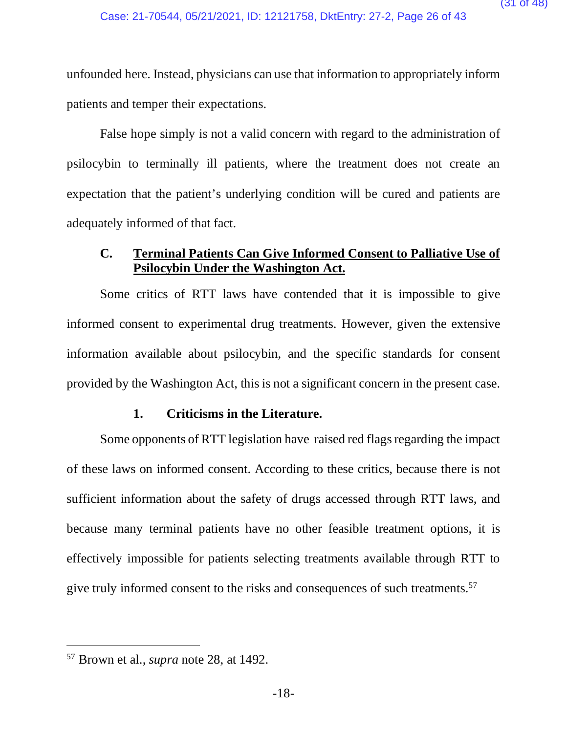unfounded here. Instead, physicians can use that information to appropriately inform patients and temper their expectations.

False hope simply is not a valid concern with regard to the administration of psilocybin to terminally ill patients, where the treatment does not create an expectation that the patient's underlying condition will be cured and patients are adequately informed of that fact.

### C. <u>Terminal Patients Can Give Informed Consent to Palliative Use of Psilocybin Under the Washington Act.</u>

Some critics of RTT laws have contended that it is impossible to give informed consent to experimental drug treatments. However, given the extensive information available about psilocybin, and the specific standards for consent provided by the Washington Act, this is not a significant concern in the present case.

#### 1. Criticisms in the Literature.

Some opponents of RTT legislation have raised red flags regarding the impact of these laws on informed consent. According to these critics, because there is not sufficient information about the safety of drugs accessed through RTT laws, and because many terminal patients have no other feasible treatment options, it is effectively impossible for patients selecting treatments available through RTT to give truly informed consent to the risks and consequences of such treatments.[57]

---

[57] Brown et al., *supra* note 28, at 1492.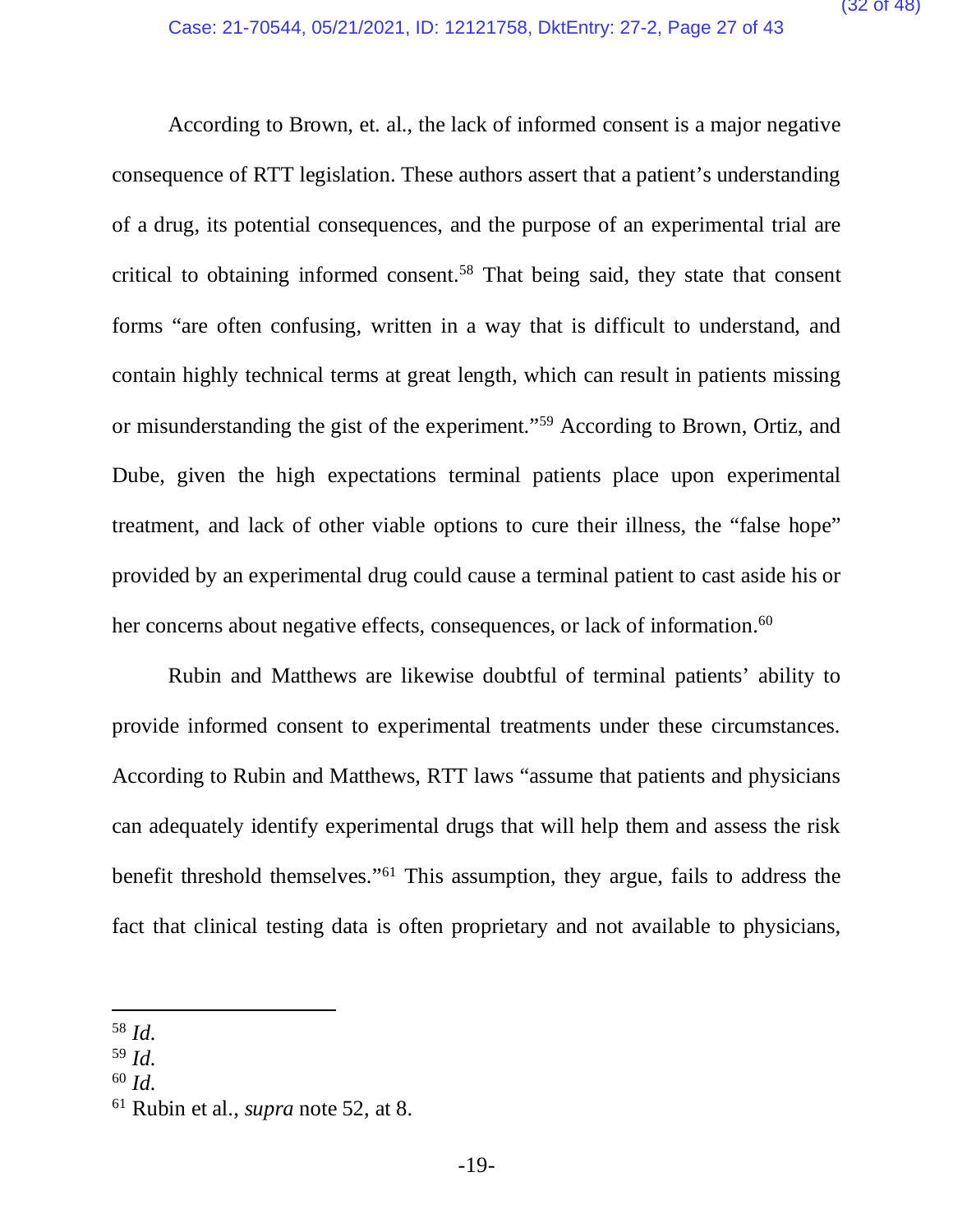According to Brown, et. al., the lack of informed consent is a major negative consequence of RTT legislation. These authors assert that a patient's understanding of a drug, its potential consequences, and the purpose of an experimental trial are critical to obtaining informed consent.[58] That being said, they state that consent forms "are often confusing, written in a way that is difficult to understand, and contain highly technical terms at great length, which can result in patients missing or misunderstanding the gist of the experiment."[59] According to Brown, Ortiz, and Dube, given the high expectations terminal patients place upon experimental treatment, and lack of other viable options to cure their illness, the "false hope" provided by an experimental drug could cause a terminal patient to cast aside his or her concerns about negative effects, consequences, or lack of information.[60]

Rubin and Matthews are likewise doubtful of terminal patients' ability to provide informed consent to experimental treatments under these circumstances. According to Rubin and Matthews, RTT laws "assume that patients and physicians can adequately identify experimental drugs that will help them and assess the risk benefit threshold themselves."[61] This assumption, they argue, fails to address the fact that clinical testing data is often proprietary and not available to physicians,

---

[58] *Id.*
[59] *Id.*
[60] *Id.*
[61] Rubin et al., *supra* note 52, at 8.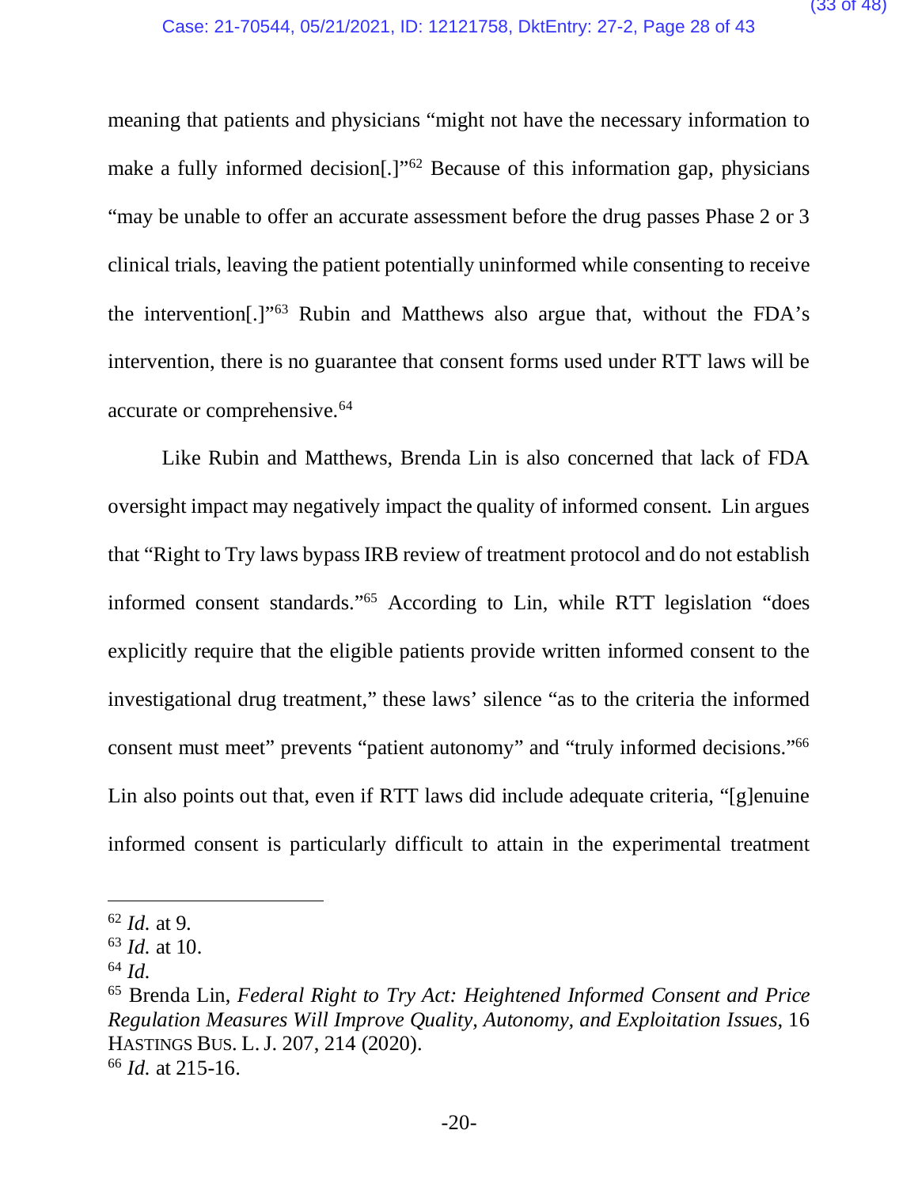meaning that patients and physicians "might not have the necessary information to make a fully informed decision[.]"[62] Because of this information gap, physicians "may be unable to offer an accurate assessment before the drug passes Phase 2 or 3 clinical trials, leaving the patient potentially uninformed while consenting to receive the intervention[.]"[63] Rubin and Matthews also argue that, without the FDA's intervention, there is no guarantee that consent forms used under RTT laws will be accurate or comprehensive.[64]

Like Rubin and Matthews, Brenda Lin is also concerned that lack of FDA oversight impact may negatively impact the quality of informed consent. Lin argues that "Right to Try laws bypass IRB review of treatment protocol and do not establish informed consent standards."[65] According to Lin, while RTT legislation "does explicitly require that the eligible patients provide written informed consent to the investigational drug treatment," these laws' silence "as to the criteria the informed consent must meet" prevents "patient autonomy" and "truly informed decisions."[66] Lin also points out that, even if RTT laws did include adequate criteria, "[g]enuine informed consent is particularly difficult to attain in the experimental treatment

---

[62] *Id.* at 9.
[63] *Id.* at 10.
[64] *Id.*
[65] Brenda Lin, *Federal Right to Try Act: Heightened Informed Consent and Price Regulation Measures Will Improve Quality, Autonomy, and Exploitation Issues*, 16 HASTINGS BUS. L. J. 207, 214 (2020).
[66] *Id.* at 215-16.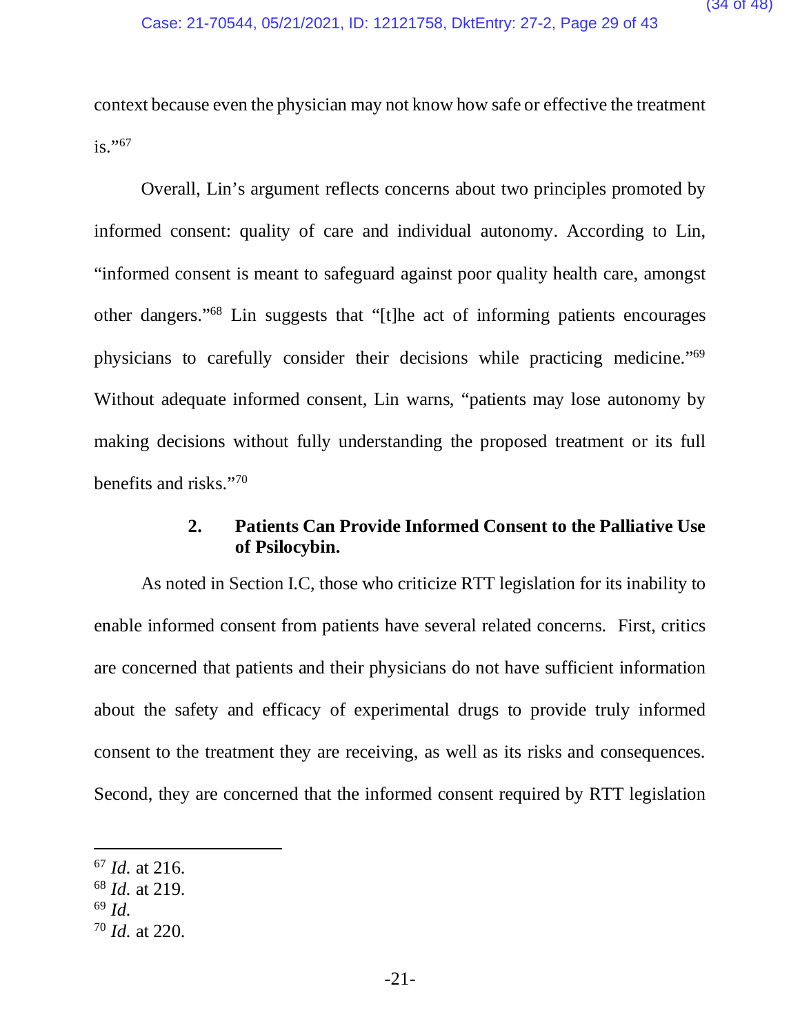context because even the physician may not know how safe or effective the treatment is."[67]

Overall, Lin's argument reflects concerns about two principles promoted by informed consent: quality of care and individual autonomy. According to Lin, "informed consent is meant to safeguard against poor quality health care, amongst other dangers."[68] Lin suggests that "[t]he act of informing patients encourages physicians to carefully consider their decisions while practicing medicine."[69] Without adequate informed consent, Lin warns, "patients may lose autonomy by making decisions without fully understanding the proposed treatment or its full benefits and risks."[70]

### 2. Patients Can Provide Informed Consent to the Palliative Use of Psilocybin.

As noted in Section I.C, those who criticize RTT legislation for its inability to enable informed consent from patients have several related concerns. First, critics are concerned that patients and their physicians do not have sufficient information about the safety and efficacy of experimental drugs to provide truly informed consent to the treatment they are receiving, as well as its risks and consequences. Second, they are concerned that the informed consent required by RTT legislation

---

[67] *Id.* at 216.
[68] *Id.* at 219.
[69] *Id.*
[70] *Id.* at 220.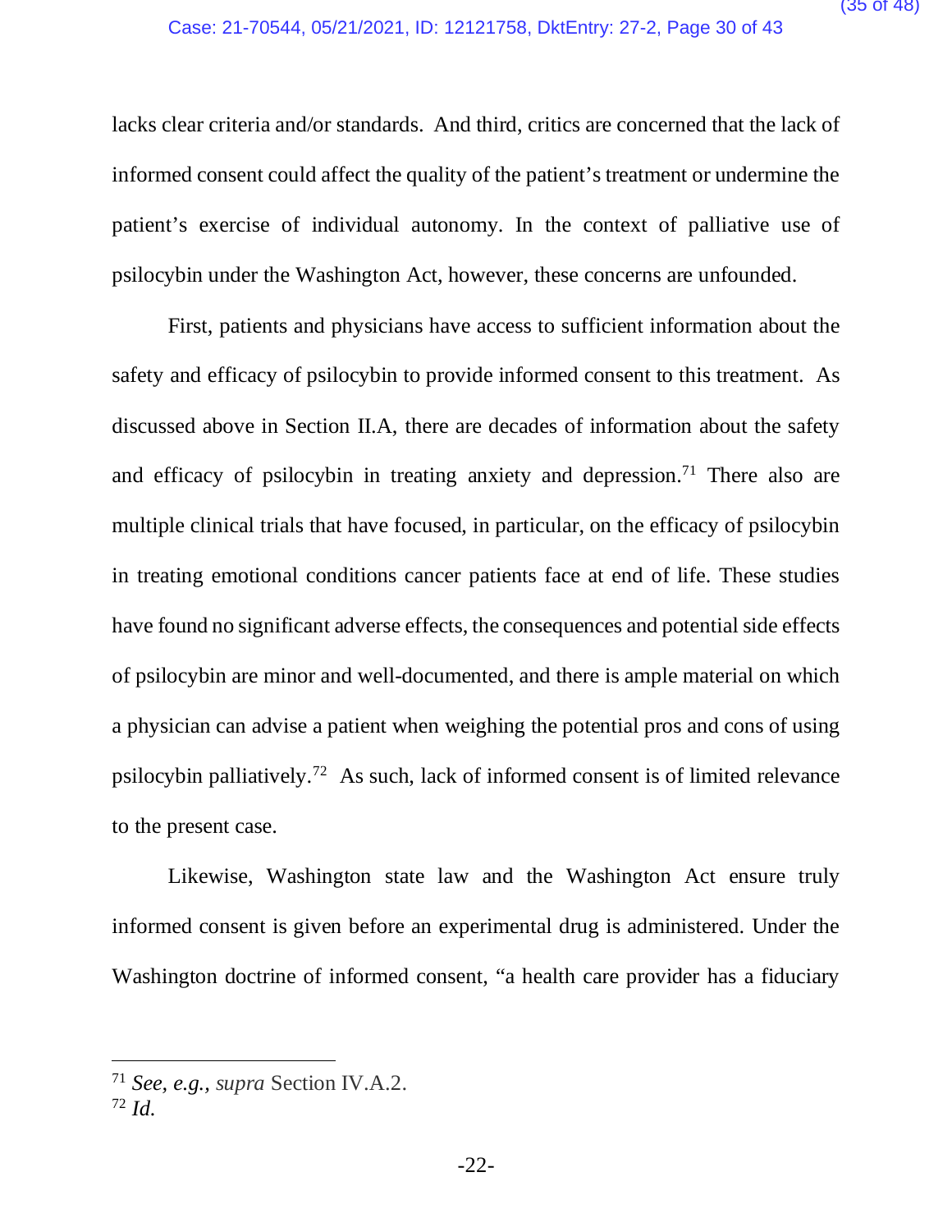lacks clear criteria and/or standards. And third, critics are concerned that the lack of informed consent could affect the quality of the patient's treatment or undermine the patient's exercise of individual autonomy. In the context of palliative use of psilocybin under the Washington Act, however, these concerns are unfounded.

First, patients and physicians have access to sufficient information about the safety and efficacy of psilocybin to provide informed consent to this treatment. As discussed above in Section II.A, there are decades of information about the safety and efficacy of psilocybin in treating anxiety and depression.[71] There also are multiple clinical trials that have focused, in particular, on the efficacy of psilocybin in treating emotional conditions cancer patients face at end of life. These studies have found no significant adverse effects, the consequences and potential side effects of psilocybin are minor and well-documented, and there is ample material on which a physician can advise a patient when weighing the potential pros and cons of using psilocybin palliatively.[72] As such, lack of informed consent is of limited relevance to the present case.

Likewise, Washington state law and the Washington Act ensure truly informed consent is given before an experimental drug is administered. Under the Washington doctrine of informed consent, "a health care provider has a fiduciary

---

[71] *See, e.g., supra* Section IV.A.2.

[72] *Id.*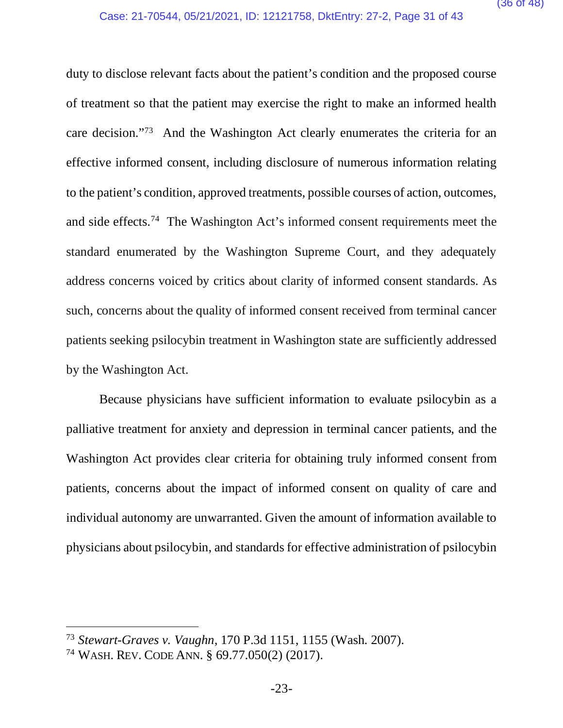duty to disclose relevant facts about the patient's condition and the proposed course of treatment so that the patient may exercise the right to make an informed health care decision."[73] And the Washington Act clearly enumerates the criteria for an effective informed consent, including disclosure of numerous information relating to the patient's condition, approved treatments, possible courses of action, outcomes, and side effects.[74] The Washington Act's informed consent requirements meet the standard enumerated by the Washington Supreme Court, and they adequately address concerns voiced by critics about clarity of informed consent standards. As such, concerns about the quality of informed consent received from terminal cancer patients seeking psilocybin treatment in Washington state are sufficiently addressed by the Washington Act.

Because physicians have sufficient information to evaluate psilocybin as a palliative treatment for anxiety and depression in terminal cancer patients, and the Washington Act provides clear criteria for obtaining truly informed consent from patients, concerns about the impact of informed consent on quality of care and individual autonomy are unwarranted. Given the amount of information available to physicians about psilocybin, and standards for effective administration of psilocybin

---

[73] *Stewart-Graves v. Vaughn*, 170 P.3d 1151, 1155 (Wash. 2007).

[74] WASH. REV. CODE ANN. § 69.77.050(2) (2017).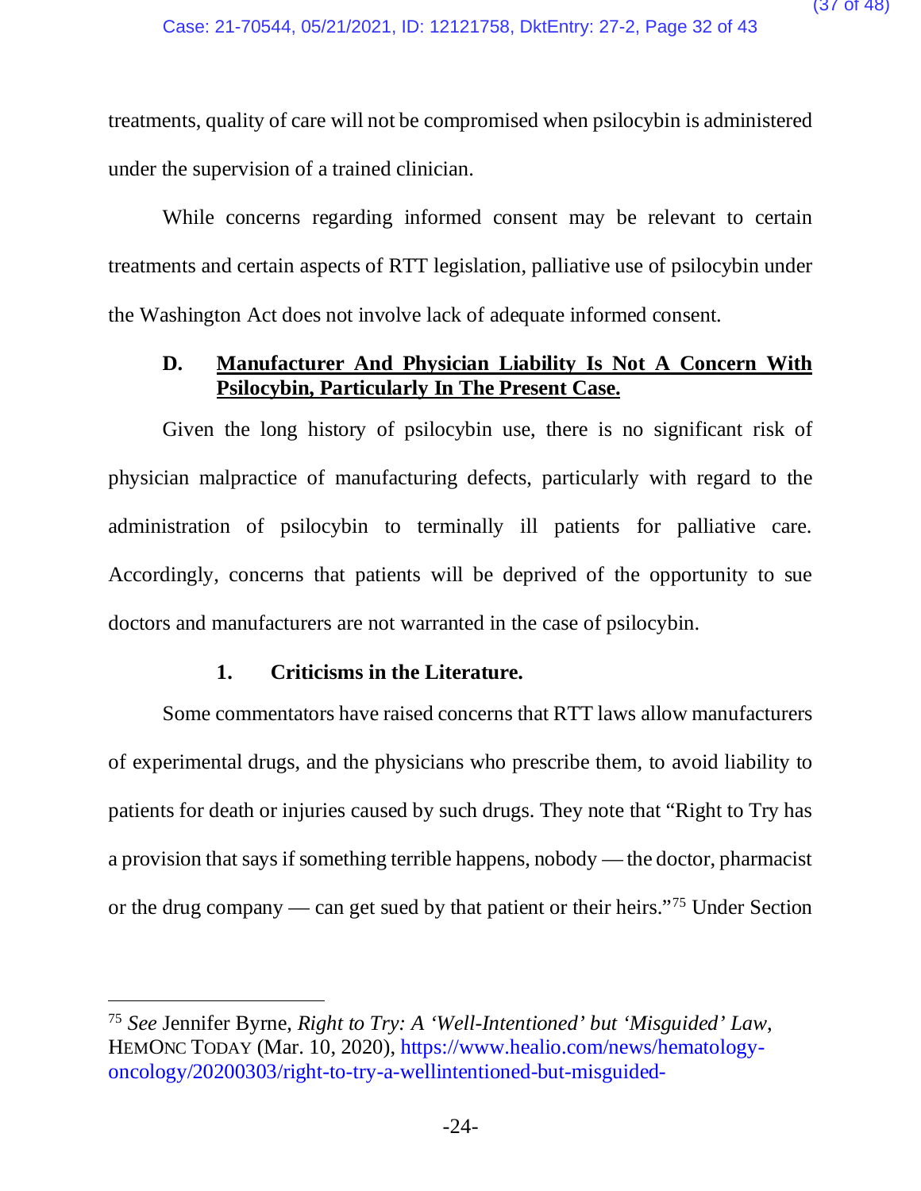treatments, quality of care will not be compromised when psilocybin is administered under the supervision of a trained clinician.

While concerns regarding informed consent may be relevant to certain treatments and certain aspects of RTT legislation, palliative use of psilocybin under the Washington Act does not involve lack of adequate informed consent.

### D. Manufacturer And Physician Liability Is Not A Concern With Psilocybin, Particularly In The Present Case.

Given the long history of psilocybin use, there is no significant risk of physician malpractice of manufacturing defects, particularly with regard to the administration of psilocybin to terminally ill patients for palliative care. Accordingly, concerns that patients will be deprived of the opportunity to sue doctors and manufacturers are not warranted in the case of psilocybin.

#### 1. Criticisms in the Literature.

Some commentators have raised concerns that RTT laws allow manufacturers of experimental drugs, and the physicians who prescribe them, to avoid liability to patients for death or injuries caused by such drugs. They note that "Right to Try has a provision that says if something terrible happens, nobody — the doctor, pharmacist or the drug company — can get sued by that patient or their heirs."[75] Under Section

---

[75] *See* Jennifer Byrne, *Right to Try: A 'Well-Intentioned' but 'Misguided' Law*, HEMONC TODAY (Mar. 10, 2020), https://www.healio.com/news/hematology-oncology/20200303/right-to-try-a-wellintentioned-but-misguided-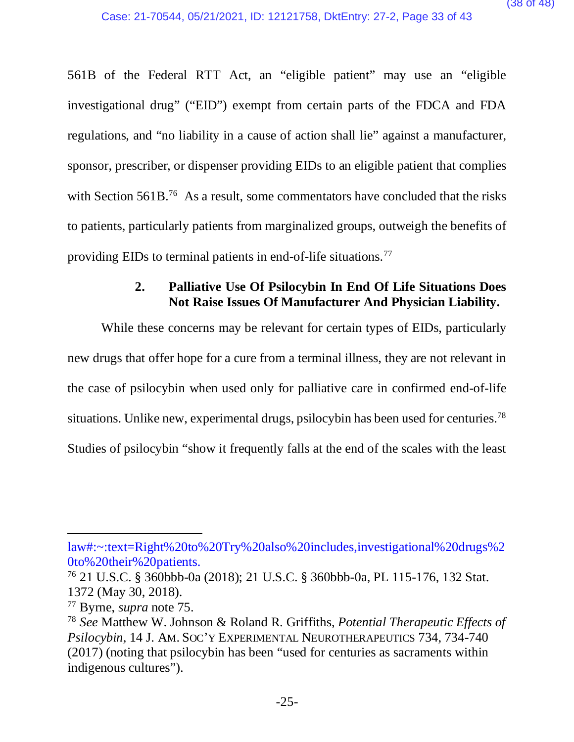561B of the Federal RTT Act, an "eligible patient" may use an "eligible investigational drug" ("EID") exempt from certain parts of the FDCA and FDA regulations, and "no liability in a cause of action shall lie" against a manufacturer, sponsor, prescriber, or dispenser providing EIDs to an eligible patient that complies with Section 561B.[76] As a result, some commentators have concluded that the risks to patients, particularly patients from marginalized groups, outweigh the benefits of providing EIDs to terminal patients in end-of-life situations.[77]

### 2. Palliative Use Of Psilocybin In End Of Life Situations Does Not Raise Issues Of Manufacturer And Physician Liability.

While these concerns may be relevant for certain types of EIDs, particularly new drugs that offer hope for a cure from a terminal illness, they are not relevant in the case of psilocybin when used only for palliative care in confirmed end-of-life situations. Unlike new, experimental drugs, psilocybin has been used for centuries.[78] Studies of psilocybin "show it frequently falls at the end of the scales with the least

---

law#:~:text=Right%20to%20Try%20also%20includes,investigational%20drugs%20to%20their%20patients.

[76] 21 U.S.C. § 360bbb-0a (2018); 21 U.S.C. § 360bbb-0a, PL 115-176, 132 Stat. 1372 (May 30, 2018).

[77] Byrne, *supra* note 75.

[78] *See* Matthew W. Johnson & Roland R. Griffiths, *Potential Therapeutic Effects of Psilocybin*, 14 J. AM. SOC'Y EXPERIMENTAL NEUROTHERAPEUTICS 734, 734-740 (2017) (noting that psilocybin has been "used for centuries as sacraments within indigenous cultures").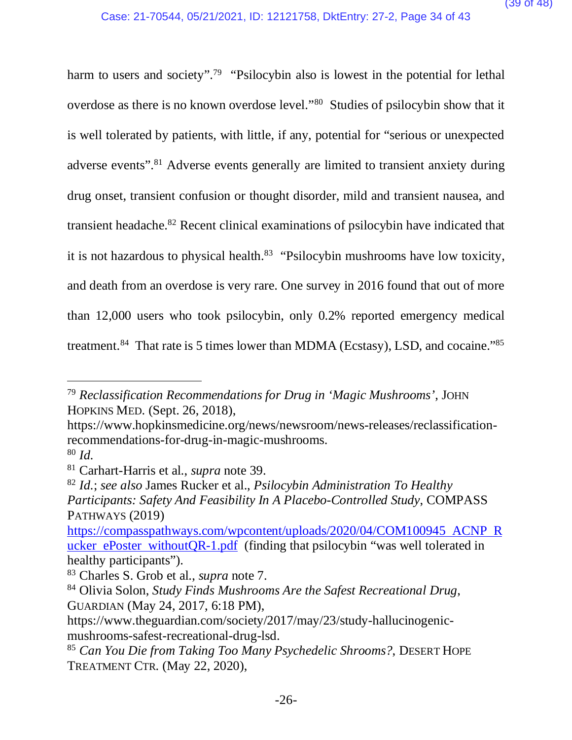harm to users and society".[79] "Psilocybin also is lowest in the potential for lethal overdose as there is no known overdose level."[80] Studies of psilocybin show that it is well tolerated by patients, with little, if any, potential for "serious or unexpected adverse events".[81] Adverse events generally are limited to transient anxiety during drug onset, transient confusion or thought disorder, mild and transient nausea, and transient headache.[82] Recent clinical examinations of psilocybin have indicated that it is not hazardous to physical health.[83] "Psilocybin mushrooms have low toxicity, and death from an overdose is very rare. One survey in 2016 found that out of more than 12,000 users who took psilocybin, only 0.2% reported emergency medical treatment.[84] That rate is 5 times lower than MDMA (Ecstasy), LSD, and cocaine."[85]

---

[79] *Reclassification Recommendations for Drug in 'Magic Mushrooms'*, JOHN HOPKINS MED. (Sept. 26, 2018), https://www.hopkinsmedicine.org/news/newsroom/news-releases/reclassification-recommendations-for-drug-in-magic-mushrooms.

[80] *Id.*

[81] Carhart-Harris et al., *supra* note 39.

[82] *Id.*; *see also* James Rucker et al., *Psilocybin Administration To Healthy Participants: Safety And Feasibility In A Placebo-Controlled Study*, COMPASS PATHWAYS (2019) https://compasspathways.com/wpcontent/uploads/2020/04/COM100945_ACNP_Rucker_ePoster_withoutQR-1.pdf (finding that psilocybin "was well tolerated in healthy participants").

[83] Charles S. Grob et al., *supra* note 7.

[84] Olivia Solon, *Study Finds Mushrooms Are the Safest Recreational Drug*, GUARDIAN (May 24, 2017, 6:18 PM), https://www.theguardian.com/society/2017/may/23/study-hallucinogenic-mushrooms-safest-recreational-drug-lsd.

[85] *Can You Die from Taking Too Many Psychedelic Shrooms?*, DESERT HOPE TREATMENT CTR. (May 22, 2020),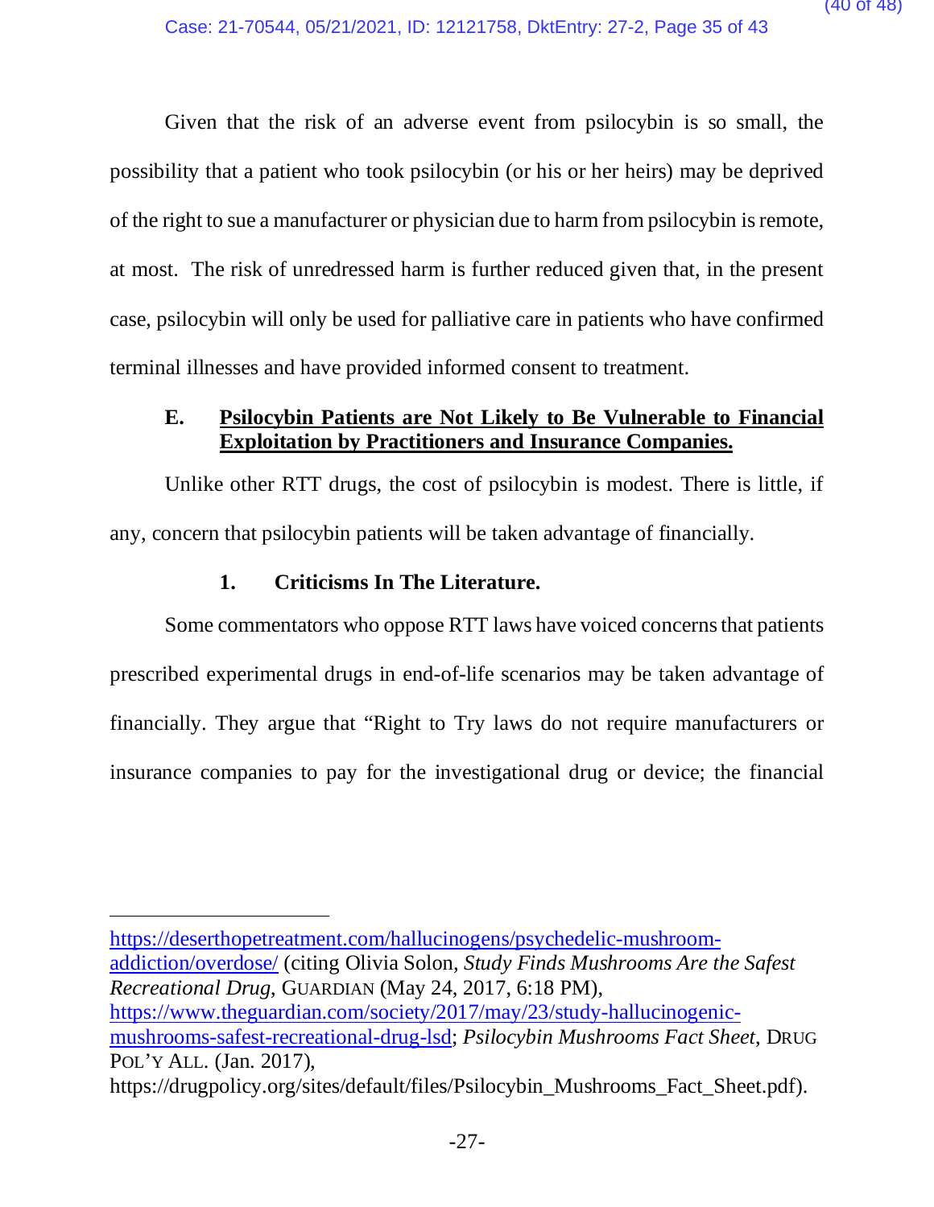Given that the risk of an adverse event from psilocybin is so small, the possibility that a patient who took psilocybin (or his or her heirs) may be deprived of the right to sue a manufacturer or physician due to harm from psilocybin is remote, at most. The risk of unredressed harm is further reduced given that, in the present case, psilocybin will only be used for palliative care in patients who have confirmed terminal illnesses and have provided informed consent to treatment.

### E. Psilocybin Patients are Not Likely to Be Vulnerable to Financial Exploitation by Practitioners and Insurance Companies.

Unlike other RTT drugs, the cost of psilocybin is modest. There is little, if any, concern that psilocybin patients will be taken advantage of financially.

#### 1. Criticisms In The Literature.

Some commentators who oppose RTT laws have voiced concerns that patients prescribed experimental drugs in end-of-life scenarios may be taken advantage of financially. They argue that "Right to Try laws do not require manufacturers or insurance companies to pay for the investigational drug or device; the financial

---

https://deserthopetreatment.com/hallucinogens/psychedelic-mushroom-addiction/overdose/ (citing Olivia Solon, *Study Finds Mushrooms Are the Safest Recreational Drug*, GUARDIAN (May 24, 2017, 6:18 PM), https://www.theguardian.com/society/2017/may/23/study-hallucinogenic-mushrooms-safest-recreational-drug-lsd; *Psilocybin Mushrooms Fact Sheet*, DRUG POL'Y ALL. (Jan. 2017), https://drugpolicy.org/sites/default/files/Psilocybin_Mushrooms_Fact_Sheet.pdf).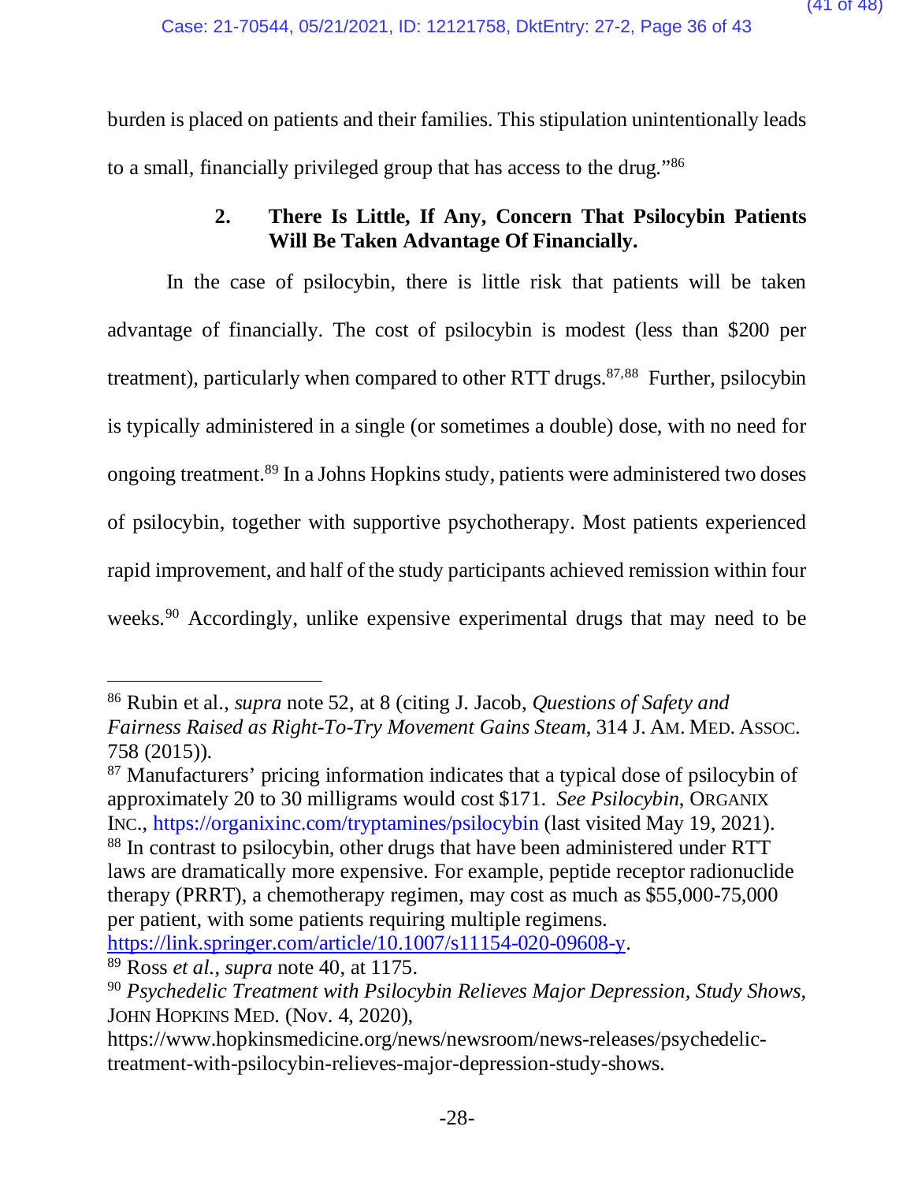burden is placed on patients and their families. This stipulation unintentionally leads to a small, financially privileged group that has access to the drug."[86]

### 2. There Is Little, If Any, Concern That Psilocybin Patients Will Be Taken Advantage Of Financially.

In the case of psilocybin, there is little risk that patients will be taken advantage of financially. The cost of psilocybin is modest (less than $200 per treatment), particularly when compared to other RTT drugs.[87,88] Further, psilocybin is typically administered in a single (or sometimes a double) dose, with no need for ongoing treatment.[89] In a Johns Hopkins study, patients were administered two doses of psilocybin, together with supportive psychotherapy. Most patients experienced rapid improvement, and half of the study participants achieved remission within four weeks.[90] Accordingly, unlike expensive experimental drugs that may need to be

---

[86] Rubin et al., *supra* note 52, at 8 (citing J. Jacob, *Questions of Safety and Fairness Raised as Right-To-Try Movement Gains Steam*, 314 J. AM. MED. ASSOC. 758 (2015)).

[87] Manufacturers' pricing information indicates that a typical dose of psilocybin of approximately 20 to 30 milligrams would cost $171. *See Psilocybin*, ORGANIX INC., https://organixinc.com/tryptamines/psilocybin (last visited May 19, 2021).

[88] In contrast to psilocybin, other drugs that have been administered under RTT laws are dramatically more expensive. For example, peptide receptor radionuclide therapy (PRRT), a chemotherapy regimen, may cost as much as $55,000-75,000 per patient, with some patients requiring multiple regimens. https://link.springer.com/article/10.1007/s11154-020-09608-y.

[89] Ross *et al.*, *supra* note 40, at 1175.

[90] *Psychedelic Treatment with Psilocybin Relieves Major Depression, Study Shows*, JOHN HOPKINS MED. (Nov. 4, 2020), https://www.hopkinsmedicine.org/news/newsroom/news-releases/psychedelic-treatment-with-psilocybin-relieves-major-depression-study-shows.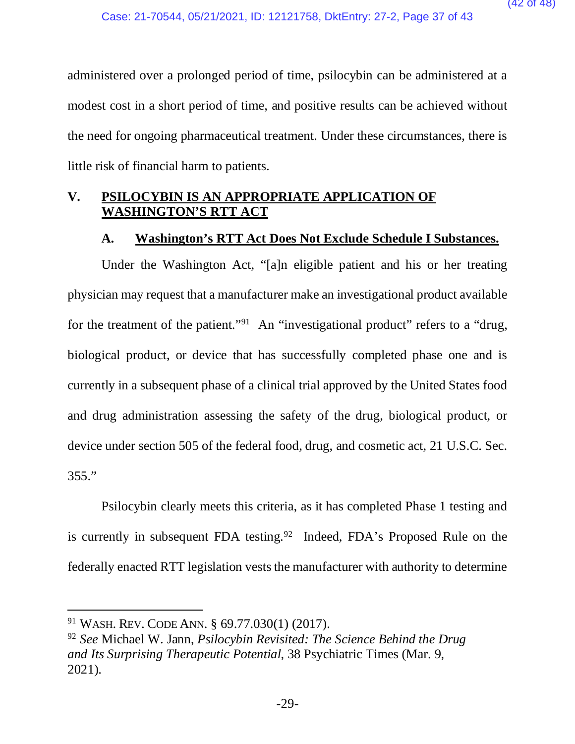administered over a prolonged period of time, psilocybin can be administered at a modest cost in a short period of time, and positive results can be achieved without the need for ongoing pharmaceutical treatment. Under these circumstances, there is little risk of financial harm to patients.

## V. PSILOCYBIN IS AN APPROPRIATE APPLICATION OF WASHINGTON'S RTT ACT

### A. Washington's RTT Act Does Not Exclude Schedule I Substances.

Under the Washington Act, "[a]n eligible patient and his or her treating physician may request that a manufacturer make an investigational product available for the treatment of the patient."[91] An "investigational product" refers to a "drug, biological product, or device that has successfully completed phase one and is currently in a subsequent phase of a clinical trial approved by the United States food and drug administration assessing the safety of the drug, biological product, or device under section 505 of the federal food, drug, and cosmetic act, 21 U.S.C. Sec. 355."

Psilocybin clearly meets this criteria, as it has completed Phase 1 testing and is currently in subsequent FDA testing.[92] Indeed, FDA's Proposed Rule on the federally enacted RTT legislation vests the manufacturer with authority to determine

---

[91] WASH. REV. CODE ANN. § 69.77.030(1) (2017).

[92] *See* Michael W. Jann, *Psilocybin Revisited: The Science Behind the Drug and Its Surprising Therapeutic Potential,* 38 Psychiatric Times (Mar. 9, 2021).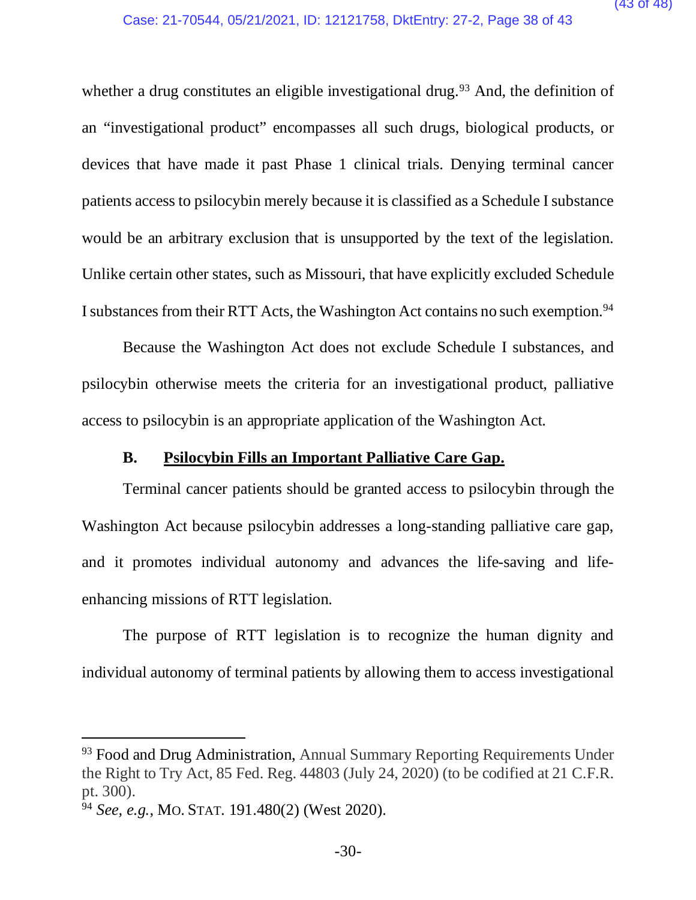whether a drug constitutes an eligible investigational drug.[93] And, the definition of an "investigational product" encompasses all such drugs, biological products, or devices that have made it past Phase 1 clinical trials. Denying terminal cancer patients access to psilocybin merely because it is classified as a Schedule I substance would be an arbitrary exclusion that is unsupported by the text of the legislation. Unlike certain other states, such as Missouri, that have explicitly excluded Schedule I substances from their RTT Acts, the Washington Act contains no such exemption.[94]

Because the Washington Act does not exclude Schedule I substances, and psilocybin otherwise meets the criteria for an investigational product, palliative access to psilocybin is an appropriate application of the Washington Act.

### B. Psilocybin Fills an Important Palliative Care Gap.

Terminal cancer patients should be granted access to psilocybin through the Washington Act because psilocybin addresses a long-standing palliative care gap, and it promotes individual autonomy and advances the life-saving and life-enhancing missions of RTT legislation.

The purpose of RTT legislation is to recognize the human dignity and individual autonomy of terminal patients by allowing them to access investigational

---

[93] Food and Drug Administration, Annual Summary Reporting Requirements Under the Right to Try Act, 85 Fed. Reg. 44803 (July 24, 2020) (to be codified at 21 C.F.R. pt. 300).

[94] *See, e.g.*, MO. STAT. 191.480(2) (West 2020).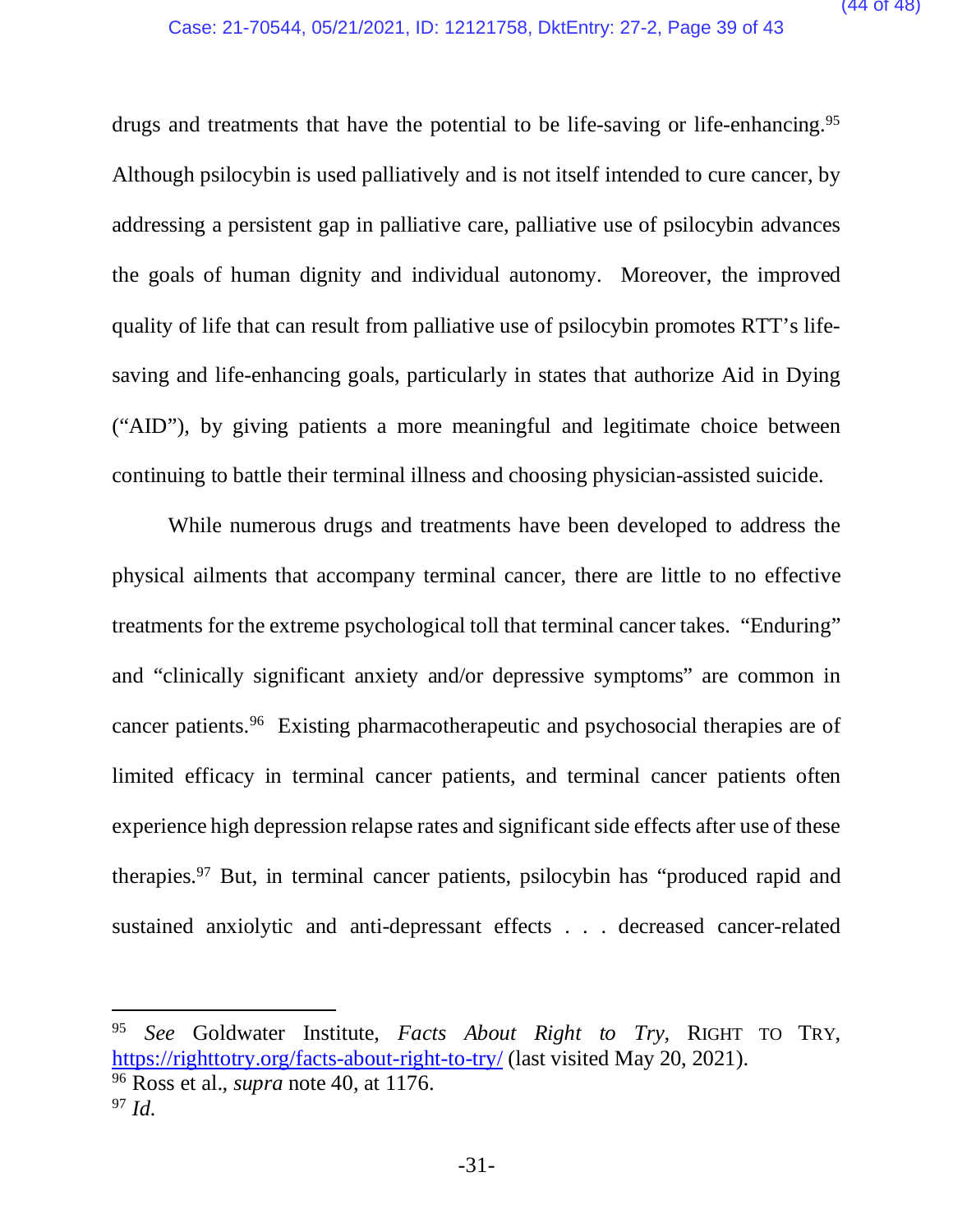drugs and treatments that have the potential to be life-saving or life-enhancing.[95] Although psilocybin is used palliatively and is not itself intended to cure cancer, by addressing a persistent gap in palliative care, palliative use of psilocybin advances the goals of human dignity and individual autonomy. Moreover, the improved quality of life that can result from palliative use of psilocybin promotes RTT's life-saving and life-enhancing goals, particularly in states that authorize Aid in Dying ("AID"), by giving patients a more meaningful and legitimate choice between continuing to battle their terminal illness and choosing physician-assisted suicide.

While numerous drugs and treatments have been developed to address the physical ailments that accompany terminal cancer, there are little to no effective treatments for the extreme psychological toll that terminal cancer takes. "Enduring" and "clinically significant anxiety and/or depressive symptoms" are common in cancer patients.[96] Existing pharmacotherapeutic and psychosocial therapies are of limited efficacy in terminal cancer patients, and terminal cancer patients often experience high depression relapse rates and significant side effects after use of these therapies.[97] But, in terminal cancer patients, psilocybin has "produced rapid and sustained anxiolytic and anti-depressant effects . . . decreased cancer-related

---

[95] *See* Goldwater Institute, *Facts About Right to Try*, RIGHT TO TRY, https://righttotry.org/facts-about-right-to-try/ (last visited May 20, 2021).

[96] Ross et al., *supra* note 40, at 1176.

[97] *Id.*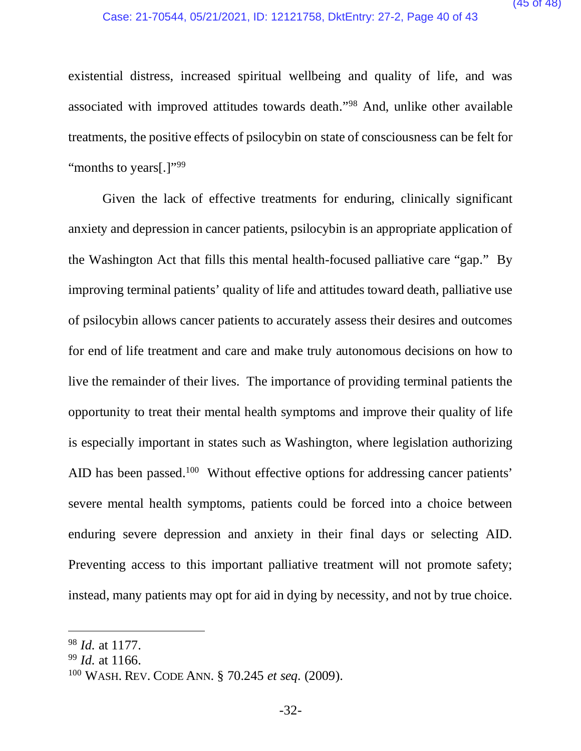existential distress, increased spiritual wellbeing and quality of life, and was associated with improved attitudes towards death."[98] And, unlike other available treatments, the positive effects of psilocybin on state of consciousness can be felt for "months to years[.]"[99]

Given the lack of effective treatments for enduring, clinically significant anxiety and depression in cancer patients, psilocybin is an appropriate application of the Washington Act that fills this mental health-focused palliative care "gap." By improving terminal patients' quality of life and attitudes toward death, palliative use of psilocybin allows cancer patients to accurately assess their desires and outcomes for end of life treatment and care and make truly autonomous decisions on how to live the remainder of their lives. The importance of providing terminal patients the opportunity to treat their mental health symptoms and improve their quality of life is especially important in states such as Washington, where legislation authorizing AID has been passed.[100] Without effective options for addressing cancer patients' severe mental health symptoms, patients could be forced into a choice between enduring severe depression and anxiety in their final days or selecting AID. Preventing access to this important palliative treatment will not promote safety; instead, many patients may opt for aid in dying by necessity, and not by true choice.

---

[98] *Id.* at 1177.

[99] *Id.* at 1166.

[100] WASH. REV. CODE ANN. § 70.245 *et seq.* (2009).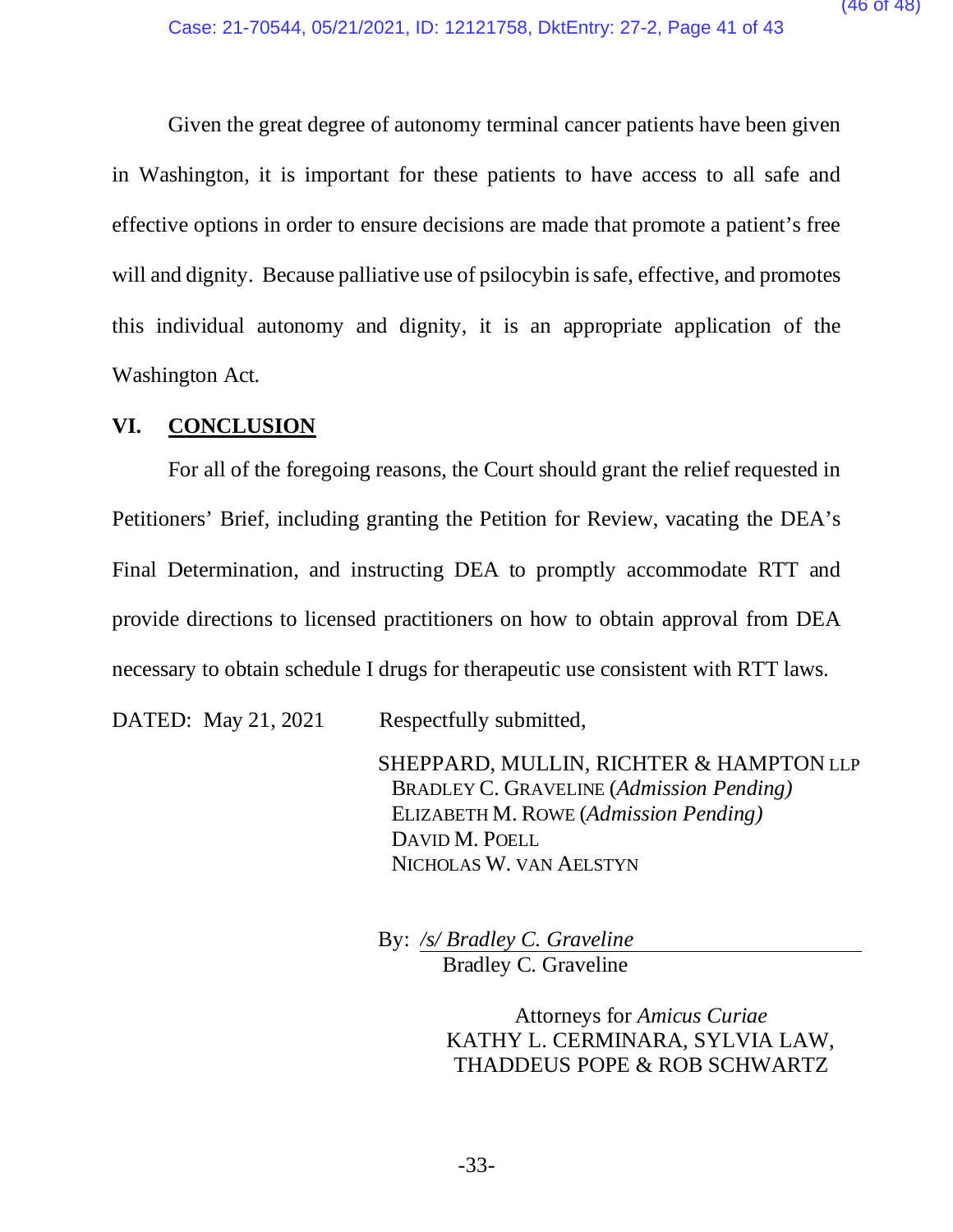Given the great degree of autonomy terminal cancer patients have been given in Washington, it is important for these patients to have access to all safe and effective options in order to ensure decisions are made that promote a patient's free will and dignity. Because palliative use of psilocybin is safe, effective, and promotes this individual autonomy and dignity, it is an appropriate application of the Washington Act.

## VI. CONCLUSION

For all of the foregoing reasons, the Court should grant the relief requested in Petitioners' Brief, including granting the Petition for Review, vacating the DEA's Final Determination, and instructing DEA to promptly accommodate RTT and provide directions to licensed practitioners on how to obtain approval from DEA necessary to obtain schedule I drugs for therapeutic use consistent with RTT laws.

DATED: May 21, 2021

Respectfully submitted,

SHEPPARD, MULLIN, RICHTER & HAMPTON LLP
BRADLEY C. GRAVELINE (*Admission Pending)*
ELIZABETH M. ROWE (*Admission Pending)*
DAVID M. POELL
NICHOLAS W. VAN AELSTYN

By: */s/ Bradley C. Graveline*
Bradley C. Graveline

Attorneys for *Amicus Curiae*
KATHY L. CERMINARA, SYLVIA LAW, THADDEUS POPE & ROB SCHWARTZ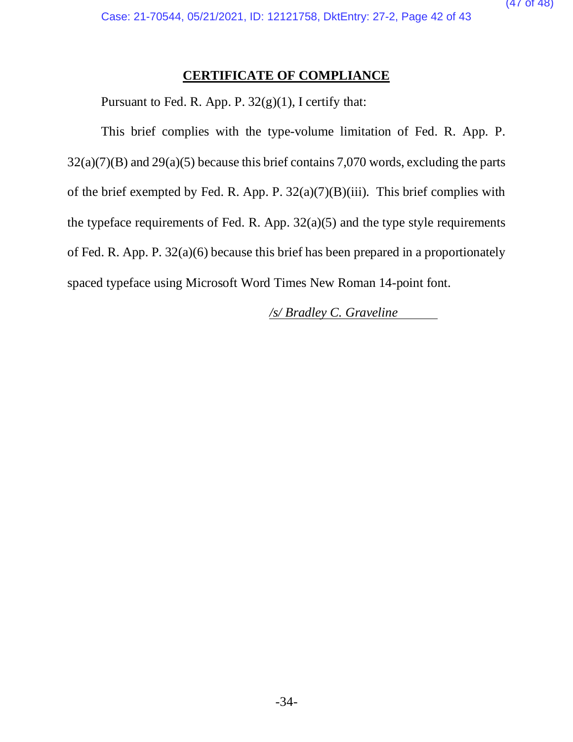# CERTIFICATE OF COMPLIANCE

Pursuant to Fed. R. App. P. 32(g)(1), I certify that:

This brief complies with the type-volume limitation of Fed. R. App. P. 32(a)(7)(B) and 29(a)(5) because this brief contains 7,070 words, excluding the parts of the brief exempted by Fed. R. App. P. 32(a)(7)(B)(iii). This brief complies with the typeface requirements of Fed. R. App. 32(a)(5) and the type style requirements of Fed. R. App. P. 32(a)(6) because this brief has been prepared in a proportionately spaced typeface using Microsoft Word Times New Roman 14-point font.

*/s/ Bradley C. Graveline*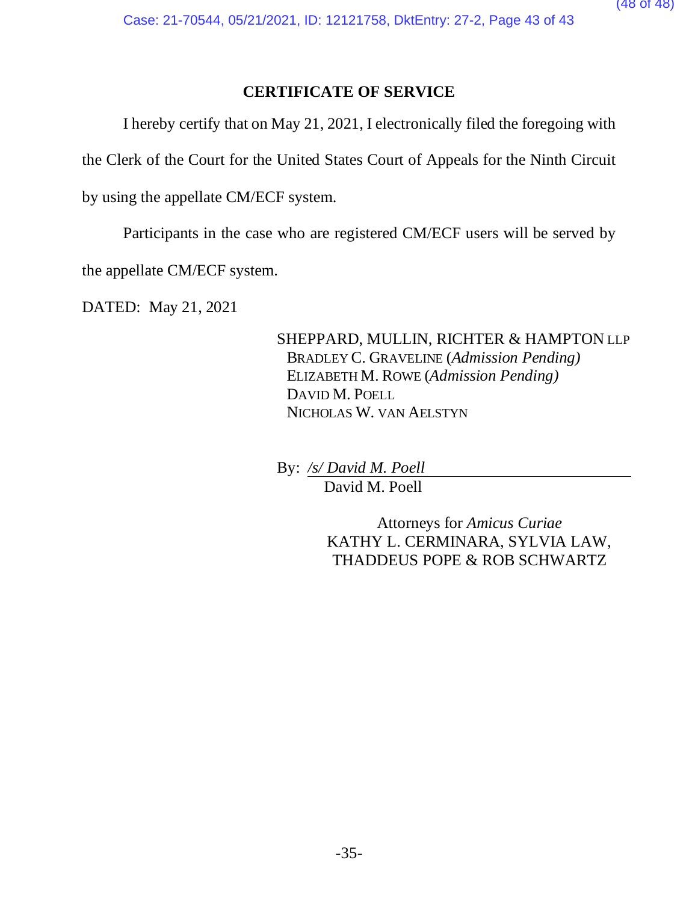**CERTIFICATE OF SERVICE**

I hereby certify that on May 21, 2021, I electronically filed the foregoing with the Clerk of the Court for the United States Court of Appeals for the Ninth Circuit by using the appellate CM/ECF system.

Participants in the case who are registered CM/ECF users will be served by the appellate CM/ECF system.

DATED: May 21, 2021

SHEPPARD, MULLIN, RICHTER & HAMPTON LLP
BRADLEY C. GRAVELINE (*Admission Pending)*
ELIZABETH M. ROWE (*Admission Pending)*
DAVID M. POELL
NICHOLAS W. VAN AELSTYN

By: */s/ David M. Poell*
David M. Poell

Attorneys for *Amicus Curiae*
KATHY L. CERMINARA, SYLVIA LAW, THADDEUS POPE & ROB SCHWARTZ